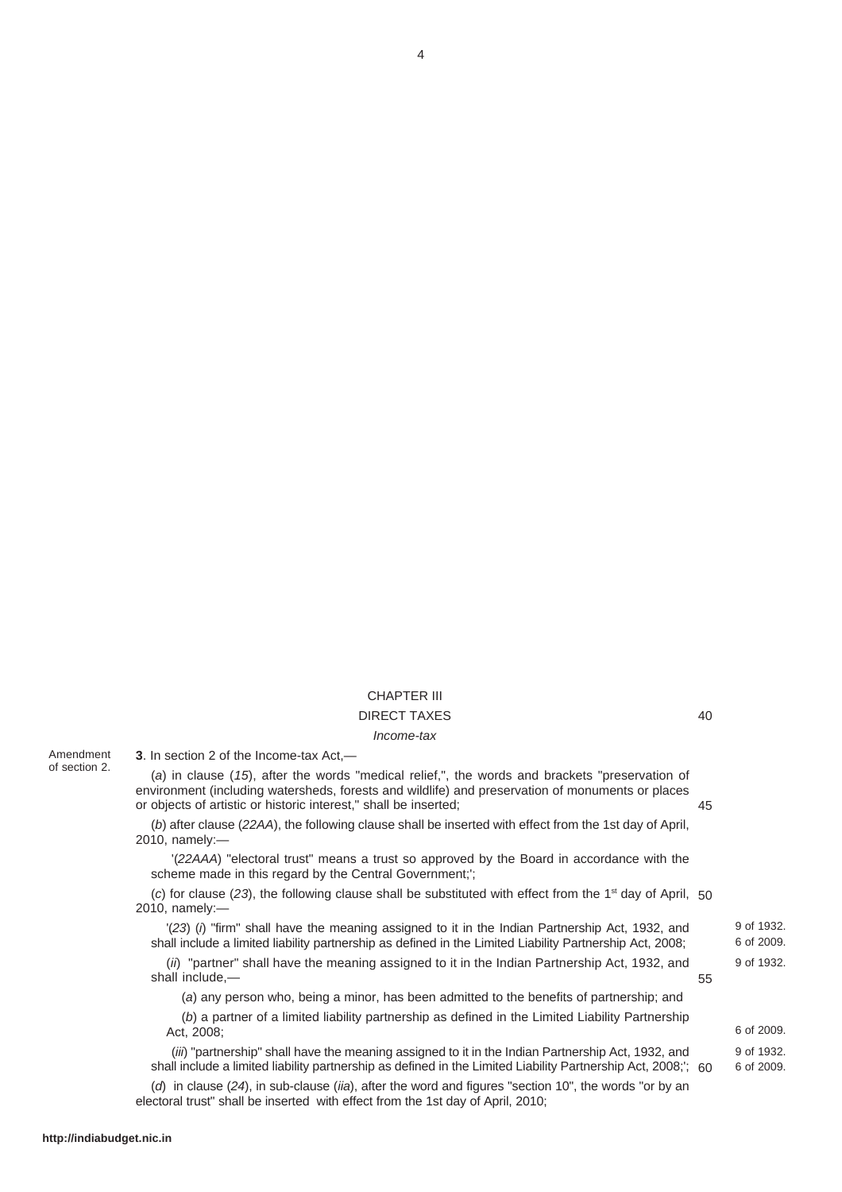## CHAPTER III

## DIRECT TAXES

*Income-tax*

Amendment of section 2.

**3**. In section 2 of the Income-tax Act,—

(*a*) in clause (*15*), after the words "medical relief,", the words and brackets "preservation of environment (including watersheds, forests and wildlife) and preservation of monuments or places or objects of artistic or historic interest," shall be inserted;

(*b*) after clause (*22AA*), the following clause shall be inserted with effect from the 1st day of April, 2010, namely:—

'(*22AAA*) "electoral trust" means a trust so approved by the Board in accordance with the scheme made in this regard by the Central Government;';

(*c*) for clause (*23*), the following clause shall be substituted with effect from the 1st day of April, 2010, namely:—

'(*23*) (*i*) "firm" shall have the meaning assigned to it in the Indian Partnership Act, 1932, and shall include a limited liability partnership as defined in the Limited Liability Partnership Act, 2008; (9 of 1932. 6 of 2009.)

(*ii*) "partner" shall have the meaning assigned to it in the Indian Partnership Act, 1932, and shall include,— (9 of 1932.)

(*a*) any person who, being a minor, has been admitted to the benefits of partnership; and

(*b*) a partner of a limited liability partnership as defined in the Limited Liability Partnership Act, 2008; (6 of 2009.)

(*iii*) "partnership" shall have the meaning assigned to it in the Indian Partnership Act, 1932, and shall include a limited liability partnership as defined in the Limited Liability Partnership Act, 2008;'; (9 of 1932. 6 of 2009.)

(*d*) in clause (*24*), in sub-clause (*iia*), after the word and figures "section 10", the words "or by an electoral trust" shall be inserted with effect from the 1st day of April, 2010;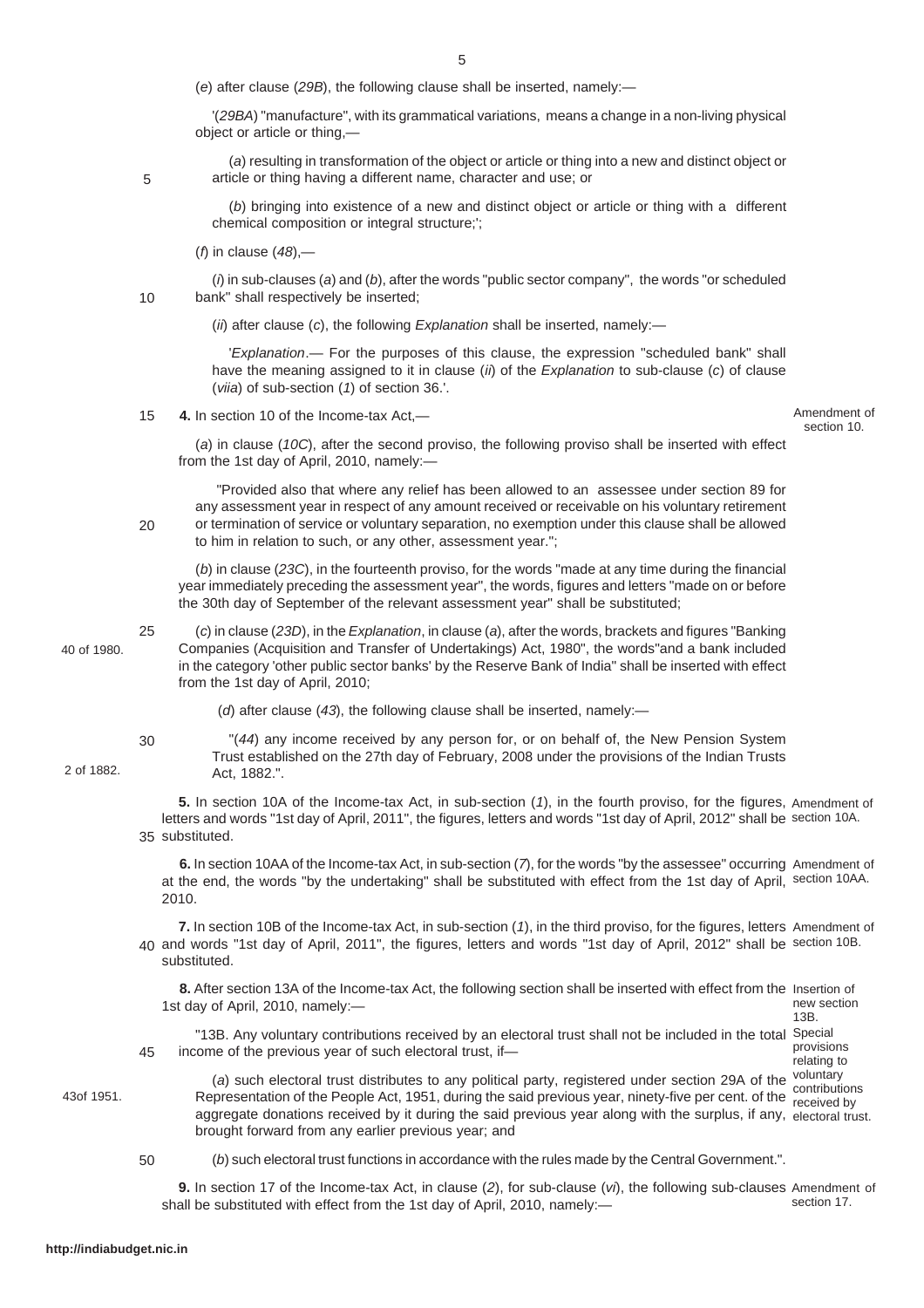(*e*) after clause (*29B*), the following clause shall be inserted, namely:—

'(*29BA*) "manufacture", with its grammatical variations, means a change in a non-living physical object or article or thing,—

(*a*) resulting in transformation of the object or article or thing into a new and distinct object or article or thing having a different name, character and use; or

(*b*) bringing into existence of a new and distinct object or article or thing with a different chemical composition or integral structure;';

(*f*) in clause (*48*),—

(*i*) in sub-clauses (*a*) and (*b*), after the words "public sector company", the words "or scheduled bank" shall respectively be inserted;

(*ii*) after clause (*c*), the following *Explanation* shall be inserted, namely:—

'*Explanation*.— For the purposes of this clause, the expression "scheduled bank" shall have the meaning assigned to it in clause (*ii*) of the *Explanation* to sub-clause (*c*) of clause (*viia*) of sub-section (*1*) of section 36.'.

Amendment of section 10.

**4.** In section 10 of the Income-tax Act,—

(*a*) in clause (*10C*), after the second proviso, the following proviso shall be inserted with effect from the 1st day of April, 2010, namely:—

"Provided also that where any relief has been allowed to an assessee under section 89 for any assessment year in respect of any amount received or receivable on his voluntary retirement or termination of service or voluntary separation, no exemption under this clause shall be allowed to him in relation to such, or any other, assessment year.";

(*b*) in clause (*23C*), in the fourteenth proviso, for the words "made at any time during the financial year immediately preceding the assessment year", the words, figures and letters "made on or before the 30th day of September of the relevant assessment year" shall be substituted;

40 of 1980.

(*c*) in clause (*23D*), in the *Explanation*, in clause (*a*), after the words, brackets and figures "Banking Companies (Acquisition and Transfer of Undertakings) Act, 1980", the words"and a bank included in the category 'other public sector banks' by the Reserve Bank of India" shall be inserted with effect from the 1st day of April, 2010;

(*d*) after clause (*43*), the following clause shall be inserted, namely:—

2 of 1882.

"(*44*) any income received by any person for, or on behalf of, the New Pension System Trust established on the 27th day of February, 2008 under the provisions of the Indian Trusts Act, 1882.".

Amendment of section 10A.

**5.** In section 10A of the Income-tax Act, in sub-section (*1*), in the fourth proviso, for the figures, letters and words "1st day of April, 2011", the figures, letters and words "1st day of April, 2012" shall be substituted.

Amendment of section 10AA.

**6.** In section 10AA of the Income-tax Act, in sub-section (*7*), for the words "by the assessee" occurring at the end, the words "by the undertaking" shall be substituted with effect from the 1st day of April, 2010.

Amendment of section 10B.

**7.** In section 10B of the Income-tax Act, in sub-section (*1*), in the third proviso, for the figures, letters and words "1st day of April, 2011", the figures, letters and words "1st day of April, 2012" shall be substituted.

Insertion of new section 13B.

**8.** After section 13A of the Income-tax Act, the following section shall be inserted with effect from the 1st day of April, 2010, namely:—

Special provisions relating to voluntary contributions received by electoral trust.

"13B. Any voluntary contributions received by an electoral trust shall not be included in the total income of the previous year of such electoral trust, if—

43of 1951.

(*a*) such electoral trust distributes to any political party, registered under section 29A of the Representation of the People Act, 1951, during the said previous year, ninety-five per cent. of the aggregate donations received by it during the said previous year along with the surplus, if any, brought forward from any earlier previous year; and

(*b*) such electoral trust functions in accordance with the rules made by the Central Government.".

Amendment of section 17.

**9.** In section 17 of the Income-tax Act, in clause (*2*), for sub-clause (*vi*), the following sub-clauses shall be substituted with effect from the 1st day of April, 2010, namely:—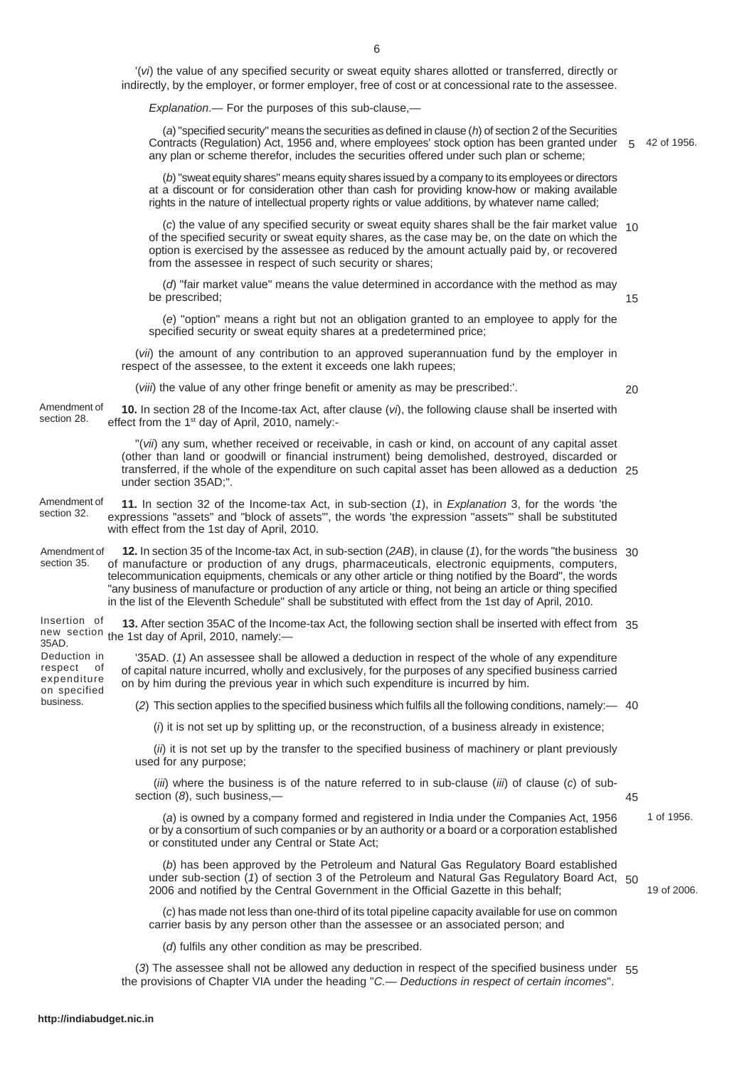'(*vi*) the value of any specified security or sweat equity shares allotted or transferred, directly or indirectly, by the employer, or former employer, free of cost or at concessional rate to the assessee.

*Explanation*.— For the purposes of this sub-clause,—

(*a*) "specified security" means the securities as defined in clause (*h*) of section 2 of the Securities Contracts (Regulation) Act, 1956 and, where employees' stock option has been granted under any plan or scheme therefor, includes the securities offered under such plan or scheme; 42 of 1956.

(*b*) "sweat equity shares" means equity shares issued by a company to its employees or directors at a discount or for consideration other than cash for providing know-how or making available rights in the nature of intellectual property rights or value additions, by whatever name called;

(*c*) the value of any specified security or sweat equity shares shall be the fair market value of the specified security or sweat equity shares, as the case may be, on the date on which the option is exercised by the assessee as reduced by the amount actually paid by, or recovered from the assessee in respect of such security or shares;

(*d*) "fair market value" means the value determined in accordance with the method as may be prescribed;

(*e*) "option" means a right but not an obligation granted to an employee to apply for the specified security or sweat equity shares at a predetermined price;

(*vii*) the amount of any contribution to an approved superannuation fund by the employer in respect of the assessee, to the extent it exceeds one lakh rupees;

(*viii*) the value of any other fringe benefit or amenity as may be prescribed:'.

Amendment of section 28.

**10.** In section 28 of the Income-tax Act, after clause (*vi*), the following clause shall be inserted with effect from the 1st day of April, 2010, namely:-

"(*vii*) any sum, whether received or receivable, in cash or kind, on account of any capital asset (other than land or goodwill or financial instrument) being demolished, destroyed, discarded or transferred, if the whole of the expenditure on such capital asset has been allowed as a deduction under section 35AD;".

Amendment of section 32.

**11.** In section 32 of the Income-tax Act, in sub-section (*1*), in *Explanation* 3, for the words 'the expressions "assets" and "block of assets"', the words 'the expression "assets"' shall be substituted with effect from the 1st day of April, 2010.

Amendment of section 35.

**12.** In section 35 of the Income-tax Act, in sub-section (*2AB*), in clause (*1*), for the words "the business of manufacture or production of any drugs, pharmaceuticals, electronic equipments, computers, telecommunication equipments, chemicals or any other article or thing notified by the Board", the words "any business of manufacture or production of any article or thing, not being an article or thing specified in the list of the Eleventh Schedule" shall be substituted with effect from the 1st day of April, 2010.

Insertion of new section 35AD.

**13.** After section 35AC of the Income-tax Act, the following section shall be inserted with effect from the 1st day of April, 2010, namely:—

Deduction in respect of expenditure on specified business.

'35AD. (*1*) An assessee shall be allowed a deduction in respect of the whole of any expenditure of capital nature incurred, wholly and exclusively, for the purposes of any specified business carried on by him during the previous year in which such expenditure is incurred by him.

(*2*) This section applies to the specified business which fulfils all the following conditions, namely:—

(*i*) it is not set up by splitting up, or the reconstruction, of a business already in existence;

(*ii*) it is not set up by the transfer to the specified business of machinery or plant previously used for any purpose;

(*iii*) where the business is of the nature referred to in sub-clause (*iii*) of clause (*c*) of sub-section (*8*), such business,—

(*a*) is owned by a company formed and registered in India under the Companies Act, 1956 or by a consortium of such companies or by an authority or a board or a corporation established or constituted under any Central or State Act; 1 of 1956.

(*b*) has been approved by the Petroleum and Natural Gas Regulatory Board established under sub-section (*1*) of section 3 of the Petroleum and Natural Gas Regulatory Board Act, 2006 and notified by the Central Government in the Official Gazette in this behalf; 19 of 2006.

(*c*) has made not less than one-third of its total pipeline capacity available for use on common carrier basis by any person other than the assessee or an associated person; and

(*d*) fulfils any other condition as may be prescribed.

(*3*) The assessee shall not be allowed any deduction in respect of the specified business under the provisions of Chapter VIA under the heading "*C.— Deductions in respect of certain incomes*".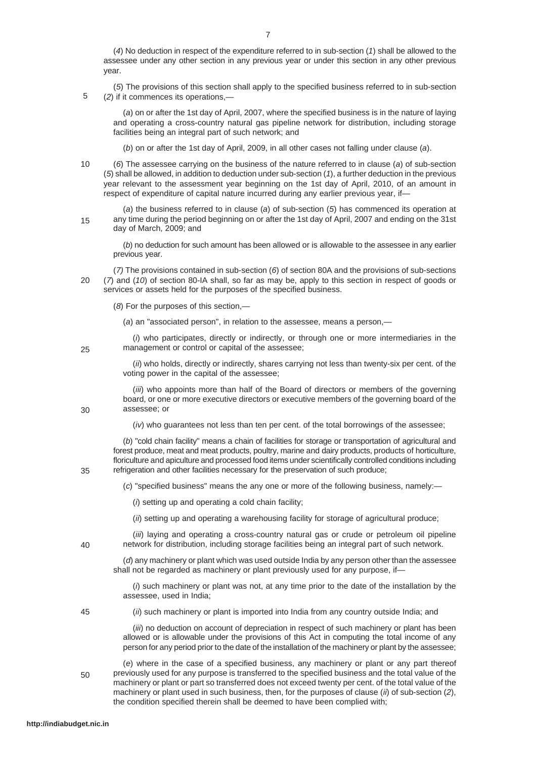(*4*) No deduction in respect of the expenditure referred to in sub-section (*1*) shall be allowed to the assessee under any other section in any previous year or under this section in any other previous year.

(*5*) The provisions of this section shall apply to the specified business referred to in sub-section (*2*) if it commences its operations,—

(*a*) on or after the 1st day of April, 2007, where the specified business is in the nature of laying and operating a cross-country natural gas pipeline network for distribution, including storage facilities being an integral part of such network; and

(*b*) on or after the 1st day of April, 2009, in all other cases not falling under clause (*a*).

(*6*) The assessee carrying on the business of the nature referred to in clause (*a*) of sub-section (*5*) shall be allowed, in addition to deduction under sub-section (*1*), a further deduction in the previous year relevant to the assessment year beginning on the 1st day of April, 2010, of an amount in respect of expenditure of capital nature incurred during any earlier previous year, if—

(*a*) the business referred to in clause (*a*) of sub-section (*5*) has commenced its operation at any time during the period beginning on or after the 1st day of April, 2007 and ending on the 31st day of March, 2009; and

(*b*) no deduction for such amount has been allowed or is allowable to the assessee in any earlier previous year.

(*7*) The provisions contained in sub-section (*6*) of section 80A and the provisions of sub-sections (*7*) and (*10*) of section 80-IA shall, so far as may be, apply to this section in respect of goods or services or assets held for the purposes of the specified business.

(*8*) For the purposes of this section,—

(*a*) an "associated person", in relation to the assessee, means a person,—

(*i*) who participates, directly or indirectly, or through one or more intermediaries in the management or control or capital of the assessee;

(*ii*) who holds, directly or indirectly, shares carrying not less than twenty-six per cent. of the voting power in the capital of the assessee;

(*iii*) who appoints more than half of the Board of directors or members of the governing board, or one or more executive directors or executive members of the governing board of the assessee; or

(*iv*) who guarantees not less than ten per cent. of the total borrowings of the assessee;

(*b*) "cold chain facility" means a chain of facilities for storage or transportation of agricultural and forest produce, meat and meat products, poultry, marine and dairy products, products of horticulture, floriculture and apiculture and processed food items under scientifically controlled conditions including refrigeration and other facilities necessary for the preservation of such produce;

(*c*) "specified business" means the any one or more of the following business, namely:—

(*i*) setting up and operating a cold chain facility;

(*ii*) setting up and operating a warehousing facility for storage of agricultural produce;

(*iii*) laying and operating a cross-country natural gas or crude or petroleum oil pipeline network for distribution, including storage facilities being an integral part of such network.

(*d*) any machinery or plant which was used outside India by any person other than the assessee shall not be regarded as machinery or plant previously used for any purpose, if—

(*i*) such machinery or plant was not, at any time prior to the date of the installation by the assessee, used in India;

(*ii*) such machinery or plant is imported into India from any country outside India; and

(*iii*) no deduction on account of depreciation in respect of such machinery or plant has been allowed or is allowable under the provisions of this Act in computing the total income of any person for any period prior to the date of the installation of the machinery or plant by the assessee;

(*e*) where in the case of a specified business, any machinery or plant or any part thereof previously used for any purpose is transferred to the specified business and the total value of the machinery or plant or part so transferred does not exceed twenty per cent. of the total value of the machinery or plant used in such business, then, for the purposes of clause (*ii*) of sub-section (*2*), the condition specified therein shall be deemed to have been complied with;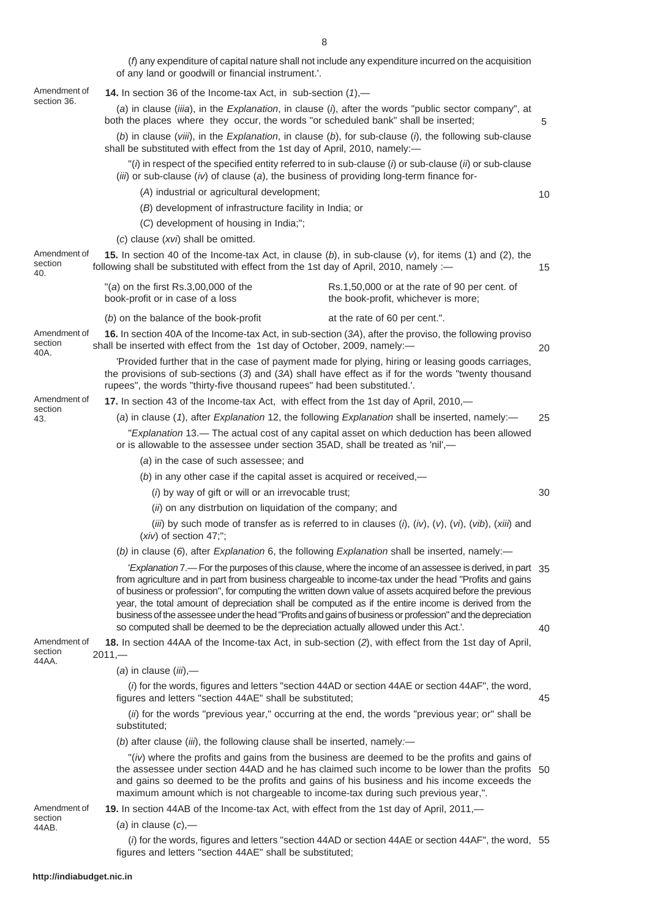(*f*) any expenditure of capital nature shall not include any expenditure incurred on the acquisition of any land or goodwill or financial instrument.'.

Amendment of section 36.

**14.** In section 36 of the Income-tax Act, in sub-section (*1*),—

(*a*) in clause (*iiia*), in the *Explanation*, in clause (*i*), after the words "public sector company", at both the places where they occur, the words "or scheduled bank" shall be inserted;

(*b*) in clause (*viii*), in the *Explanation*, in clause (*b*), for sub-clause (*i*), the following sub-clause shall be substituted with effect from the 1st day of April, 2010, namely:—

"(*i*) in respect of the specified entity referred to in sub-clause (*i*) or sub-clause (*ii*) or sub-clause (*iii*) or sub-clause (*iv*) of clause (*a*), the business of providing long-term finance for-

(*A*) industrial or agricultural development;

(*B*) development of infrastructure facility in India; or

(*C*) development of housing in India;";

(*c*) clause (*xvi*) shall be omitted.

Amendment of section 40.

**15.** In section 40 of the Income-tax Act, in clause (*b*), in sub-clause (*v*), for items (1) and (2), the following shall be substituted with effect from the 1st day of April, 2010, namely :—

| | |
|---|---|
| "(*a*) on the first Rs.3,00,000 of the book-profit or in case of a loss | Rs.1,50,000 or at the rate of 90 per cent. of the book-profit, whichever is more; |
| (*b*) on the balance of the book-profit | at the rate of 60 per cent.". |

Amendment of section 40A.

**16.** In section 40A of the Income-tax Act, in sub-section (*3A*), after the proviso, the following proviso shall be inserted with effect from the 1st day of October, 2009, namely:—

'Provided further that in the case of payment made for plying, hiring or leasing goods carriages, the provisions of sub-sections (*3*) and (*3A*) shall have effect as if for the words "twenty thousand rupees", the words "thirty-five thousand rupees" had been substituted.'.

Amendment of section 43.

**17.** In section 43 of the Income-tax Act, with effect from the 1st day of April, 2010,—

(*a*) in clause (*1*), after *Explanation* 12, the following *Explanation* shall be inserted, namely:—

"*Explanation* 13.— The actual cost of any capital asset on which deduction has been allowed or is allowable to the assessee under section 35AD, shall be treated as 'nil',—

(*a*) in the case of such assessee; and

(*b*) in any other case if the capital asset is acquired or received,—

(*i*) by way of gift or will or an irrevocable trust;

(*ii*) on any distrbution on liquidation of the company; and

(*iii*) by such mode of transfer as is referred to in clauses (*i*), (*iv*), (*v*), (*vi*), (*vib*), (*xiii*) and (*xiv*) of section 47;";

(*b)* in clause (*6*), after *Explanation* 6, the following *Explanation* shall be inserted, namely:—

'*Explanation* 7.— For the purposes of this clause, where the income of an assessee is derived, in part from agriculture and in part from business chargeable to income-tax under the head "Profits and gains of business or profession", for computing the written down value of assets acquired before the previous year, the total amount of depreciation shall be computed as if the entire income is derived from the business of the assessee under the head "Profits and gains of business or profession" and the depreciation so computed shall be deemed to be the depreciation actually allowed under this Act.'.

Amendment of section 44AA.

**18.** In section 44AA of the Income-tax Act, in sub-section (*2*), with effect from the 1st day of April, 2011,—

(*a*) in clause (*iii*),—

(*i*) for the words, figures and letters "section 44AD or section 44AE or section 44AF", the word, figures and letters "section 44AE" shall be substituted;

(*ii*) for the words "previous year," occurring at the end, the words "previous year; or" shall be substituted;

(*b*) after clause (*iii*), the following clause shall be inserted, namely:—

"(*iv*) where the profits and gains from the business are deemed to be the profits and gains of the assessee under section 44AD and he has claimed such income to be lower than the profits and gains so deemed to be the profits and gains of his business and his income exceeds the maximum amount which is not chargeable to income-tax during such previous year,".

Amendment of section 44AB.

**19.** In section 44AB of the Income-tax Act, with effect from the 1st day of April, 2011,—

(*a*) in clause (*c*),—

(*i*) for the words, figures and letters "section 44AD or section 44AE or section 44AF", the word, figures and letters "section 44AE" shall be substituted;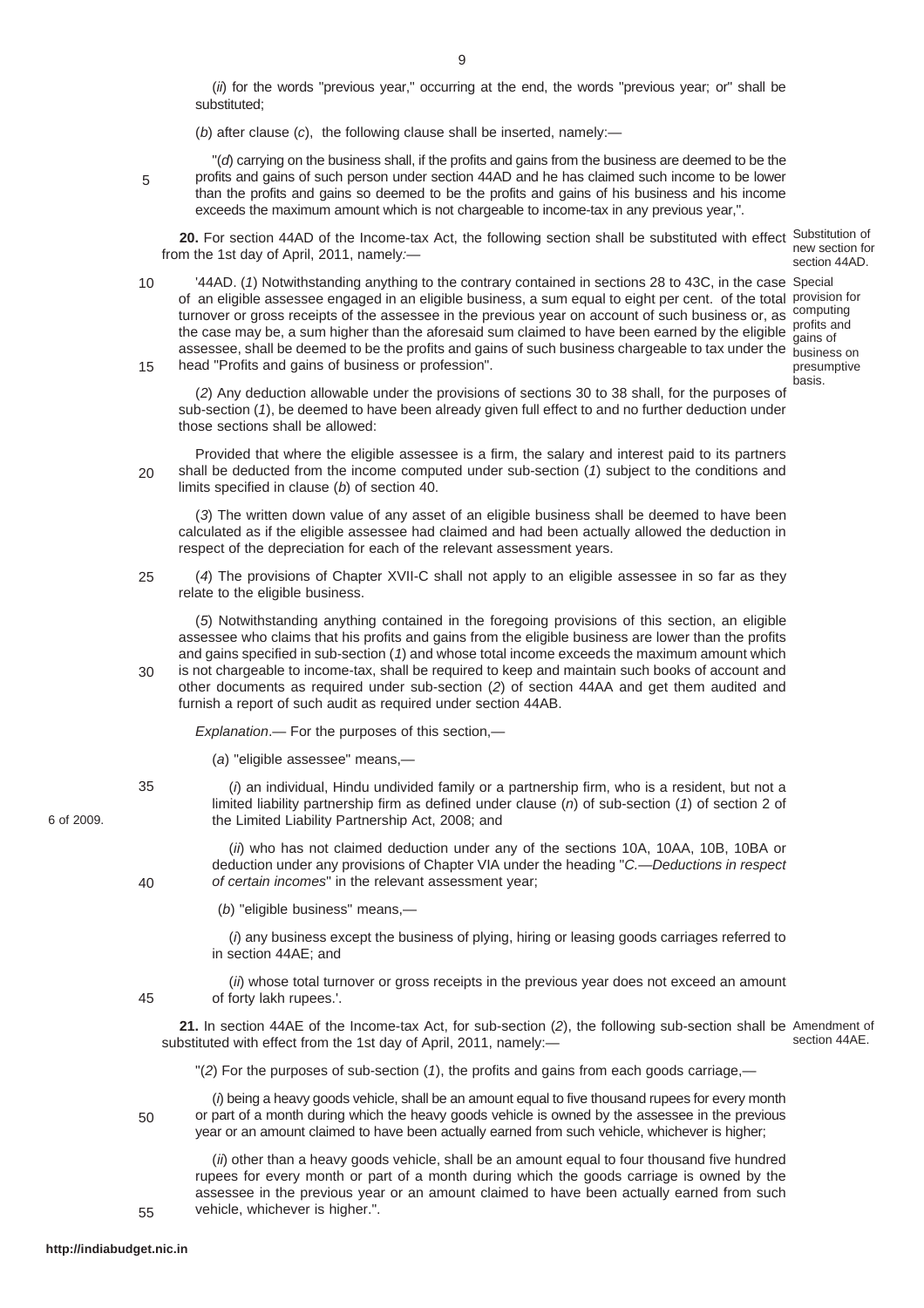(*ii*) for the words "previous year," occurring at the end, the words "previous year; or" shall be substituted;

(*b*) after clause (*c*), the following clause shall be inserted, namely:—

"(*d*) carrying on the business shall, if the profits and gains from the business are deemed to be the profits and gains of such person under section 44AD and he has claimed such income to be lower than the profits and gains so deemed to be the profits and gains of his business and his income exceeds the maximum amount which is not chargeable to income-tax in any previous year,".

Substitution of new section for section 44AD.

**20.** For section 44AD of the Income-tax Act, the following section shall be substituted with effect from the 1st day of April, 2011, namely:—

Special provision for computing profits and gains of business on presumptive basis.

'44AD. (*1*) Notwithstanding anything to the contrary contained in sections 28 to 43C, in the case of an eligible assessee engaged in an eligible business, a sum equal to eight per cent. of the total turnover or gross receipts of the assessee in the previous year on account of such business or, as the case may be, a sum higher than the aforesaid sum claimed to have been earned by the eligible assessee, shall be deemed to be the profits and gains of such business chargeable to tax under the head "Profits and gains of business or profession".

(*2*) Any deduction allowable under the provisions of sections 30 to 38 shall, for the purposes of sub-section (*1*), be deemed to have been already given full effect to and no further deduction under those sections shall be allowed:

Provided that where the eligible assessee is a firm, the salary and interest paid to its partners shall be deducted from the income computed under sub-section (*1*) subject to the conditions and limits specified in clause (*b*) of section 40.

(*3*) The written down value of any asset of an eligible business shall be deemed to have been calculated as if the eligible assessee had claimed and had been actually allowed the deduction in respect of the depreciation for each of the relevant assessment years.

(*4*) The provisions of Chapter XVII-C shall not apply to an eligible assessee in so far as they relate to the eligible business.

(*5*) Notwithstanding anything contained in the foregoing provisions of this section, an eligible assessee who claims that his profits and gains from the eligible business are lower than the profits and gains specified in sub-section (*1*) and whose total income exceeds the maximum amount which is not chargeable to income-tax, shall be required to keep and maintain such books of account and other documents as required under sub-section (*2*) of section 44AA and get them audited and furnish a report of such audit as required under section 44AB.

*Explanation*.— For the purposes of this section,—

(*a*) "eligible assessee" means,—

(*i*) an individual, Hindu undivided family or a partnership firm, who is a resident, but not a limited liability partnership firm as defined under clause (*n*) of sub-section (*1*) of section 2 of the Limited Liability Partnership Act, 2008; and

6 of 2009.

(*ii*) who has not claimed deduction under any of the sections 10A, 10AA, 10B, 10BA or deduction under any provisions of Chapter VIA under the heading "*C.—Deductions in respect of certain incomes*" in the relevant assessment year;

(*b*) "eligible business" means,—

(*i*) any business except the business of plying, hiring or leasing goods carriages referred to in section 44AE; and

(*ii*) whose total turnover or gross receipts in the previous year does not exceed an amount of forty lakh rupees.'.

Amendment of section 44AE.

**21.** In section 44AE of the Income-tax Act, for sub-section (*2*), the following sub-section shall be substituted with effect from the 1st day of April, 2011, namely:—

"(*2*) For the purposes of sub-section (*1*), the profits and gains from each goods carriage,—

(*i*) being a heavy goods vehicle, shall be an amount equal to five thousand rupees for every month or part of a month during which the heavy goods vehicle is owned by the assessee in the previous year or an amount claimed to have been actually earned from such vehicle, whichever is higher;

(*ii*) other than a heavy goods vehicle, shall be an amount equal to four thousand five hundred rupees for every month or part of a month during which the goods carriage is owned by the assessee in the previous year or an amount claimed to have been actually earned from such vehicle, whichever is higher.".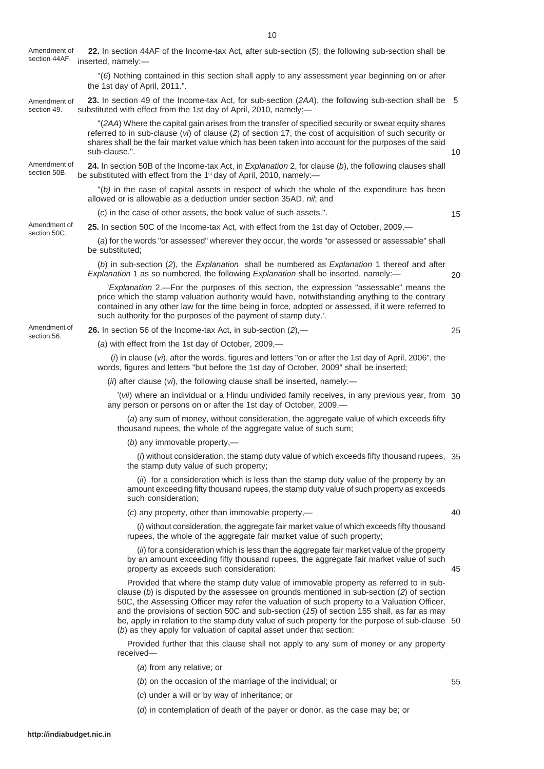Amendment of section 44AF.

**22.** In section 44AF of the Income-tax Act, after sub-section (*5*), the following sub-section shall be inserted, namely:—

"(*6*) Nothing contained in this section shall apply to any assessment year beginning on or after the 1st day of April, 2011.".

Amendment of section 49.

**23.** In section 49 of the Income-tax Act, for sub-section (*2AA*), the following sub-section shall be substituted with effect from the 1st day of April, 2010, namely:—

"(*2AA*) Where the capital gain arises from the transfer of specified security or sweat equity shares referred to in sub-clause (*vi*) of clause (*2*) of section 17, the cost of acquisition of such security or shares shall be the fair market value which has been taken into account for the purposes of the said sub-clause.".

Amendment of section 50B.

**24.** In section 50B of the Income-tax Act, in *Explanation* 2, for clause (*b*), the following clauses shall be substituted with effect from the 1st day of April, 2010, namely:—

"(*b)* in the case of capital assets in respect of which the whole of the expenditure has been allowed or is allowable as a deduction under section 35AD, *nil*; and

(*c*) in the case of other assets, the book value of such assets.".

Amendment of section 50C.

**25.** In section 50C of the Income-tax Act, with effect from the 1st day of October, 2009,—

(*a*) for the words "or assessed" wherever they occur, the words "or assessed or assessable" shall be substituted;

(*b*) in sub-section (*2*), the *Explanation* shall be numbered as *Explanation* 1 thereof and after *Explanation* 1 as so numbered, the following *Explanation* shall be inserted, namely:—

'*Explanation* 2.—For the purposes of this section, the expression "assessable" means the price which the stamp valuation authority would have, notwithstanding anything to the contrary contained in any other law for the time being in force, adopted or assessed, if it were referred to such authority for the purposes of the payment of stamp duty.'.

Amendment of section 56.

**26.** In section 56 of the Income-tax Act, in sub-section (*2*),—

(*a*) with effect from the 1st day of October, 2009,—

(*i*) in clause (*vi*), after the words, figures and letters "on or after the 1st day of April, 2006", the words, figures and letters "but before the 1st day of October, 2009" shall be inserted;

(*ii*) after clause (*vi*), the following clause shall be inserted, namely:—

'(*vii*) where an individual or a Hindu undivided family receives, in any previous year, from any person or persons on or after the 1st day of October, 2009,—

(*a*) any sum of money, without consideration, the aggregate value of which exceeds fifty thousand rupees, the whole of the aggregate value of such sum;

(*b*) any immovable property,—

(*i*) without consideration, the stamp duty value of which exceeds fifty thousand rupees, the stamp duty value of such property;

(*ii*) for a consideration which is less than the stamp duty value of the property by an amount exceeding fifty thousand rupees, the stamp duty value of such property as exceeds such consideration;

(*c*) any property, other than immovable property,—

(*i*) without consideration, the aggregate fair market value of which exceeds fifty thousand rupees, the whole of the aggregate fair market value of such property;

(*ii*) for a consideration which is less than the aggregate fair market value of the property by an amount exceeding fifty thousand rupees, the aggregate fair market value of such property as exceeds such consideration:

Provided that where the stamp duty value of immovable property as referred to in sub-clause (*b*) is disputed by the assessee on grounds mentioned in sub-section (*2*) of section 50C, the Assessing Officer may refer the valuation of such property to a Valuation Officer, and the provisions of section 50C and sub-section (*15*) of section 155 shall, as far as may be, apply in relation to the stamp duty value of such property for the purpose of sub-clause (*b*) as they apply for valuation of capital asset under that section:

Provided further that this clause shall not apply to any sum of money or any property received—

(*a*) from any relative; or

(*b*) on the occasion of the marriage of the individual; or

(*c*) under a will or by way of inheritance; or

(*d*) in contemplation of death of the payer or donor, as the case may be; or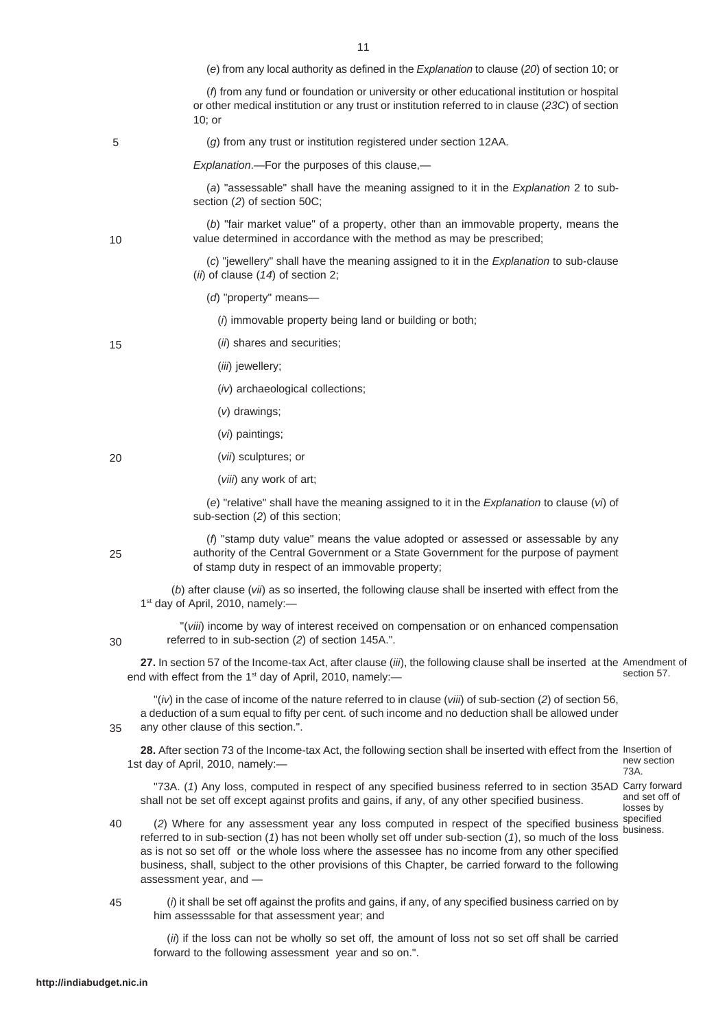(*e*) from any local authority as defined in the *Explanation* to clause (*20*) of section 10; or

(*f*) from any fund or foundation or university or other educational institution or hospital or other medical institution or any trust or institution referred to in clause (*23C*) of section 10; or

(*g*) from any trust or institution registered under section 12AA.

*Explanation*.—For the purposes of this clause,—

(*a*) "assessable" shall have the meaning assigned to it in the *Explanation* 2 to sub-section (*2*) of section 50C;

(*b*) "fair market value" of a property, other than an immovable property, means the value determined in accordance with the method as may be prescribed;

(*c*) "jewellery" shall have the meaning assigned to it in the *Explanation* to sub-clause (*ii*) of clause (*14*) of section 2;

(*d*) "property" means—

(*i*) immovable property being land or building or both;

(*ii*) shares and securities;

(*iii*) jewellery;

(*iv*) archaeological collections;

(*v*) drawings;

(*vi*) paintings;

(*vii*) sculptures; or

(*viii*) any work of art;

(*e*) "relative" shall have the meaning assigned to it in the *Explanation* to clause (*vi*) of sub-section (*2*) of this section;

(*f*) "stamp duty value" means the value adopted or assessed or assessable by any authority of the Central Government or a State Government for the purpose of payment of stamp duty in respect of an immovable property;

(*b*) after clause (*vii*) as so inserted, the following clause shall be inserted with effect from the 1st day of April, 2010, namely:—

"(*viii*) income by way of interest received on compensation or on enhanced compensation referred to in sub-section (*2*) of section 145A.".

Amendment of section 57.

**27.** In section 57 of the Income-tax Act, after clause (*iii*), the following clause shall be inserted at the end with effect from the 1st day of April, 2010, namely:—

"(*iv*) in the case of income of the nature referred to in clause (*viii*) of sub-section (*2*) of section 56, a deduction of a sum equal to fifty per cent. of such income and no deduction shall be allowed under any other clause of this section.".

Insertion of new section 73A.

**28.** After section 73 of the Income-tax Act, the following section shall be inserted with effect from the 1st day of April, 2010, namely:—

Carry forward and set off of losses by specified business.

"73A. (*1*) Any loss, computed in respect of any specified business referred to in section 35AD shall not be set off except against profits and gains, if any, of any other specified business.

(*2*) Where for any assessment year any loss computed in respect of the specified business referred to in sub-section (*1*) has not been wholly set off under sub-section (*1*), so much of the loss as is not so set off or the whole loss where the assessee has no income from any other specified business, shall, subject to the other provisions of this Chapter, be carried forward to the following assessment year, and —

(*i*) it shall be set off against the profits and gains, if any, of any specified business carried on by him assesssable for that assessment year; and

(*ii*) if the loss can not be wholly so set off, the amount of loss not so set off shall be carried forward to the following assessment year and so on.".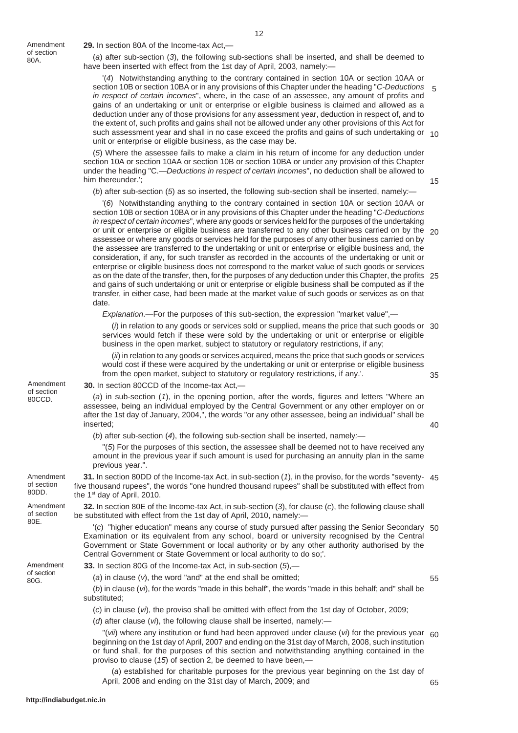Amendment of section 80A.

**29.** In section 80A of the Income-tax Act,—

(*a*) after sub-section (*3*), the following sub-sections shall be inserted, and shall be deemed to have been inserted with effect from the 1st day of April, 2003, namely:—

'(*4*) Notwithstanding anything to the contrary contained in section 10A or section 10AA or section 10B or section 10BA or in any provisions of this Chapter under the heading "*C-Deductions in respect of certain incomes*", where, in the case of an assessee, any amount of profits and gains of an undertaking or unit or enterprise or eligible business is claimed and allowed as a deduction under any of those provisions for any assessment year, deduction in respect of, and to the extent of, such profits and gains shall not be allowed under any other provisions of this Act for such assessment year and shall in no case exceed the profits and gains of such undertaking or unit or enterprise or eligible business, as the case may be.

(*5*) Where the assessee fails to make a claim in his return of income for any deduction under section 10A or section 10AA or section 10B or section 10BA or under any provision of this Chapter under the heading "C.—*Deductions in respect of certain incomes*", no deduction shall be allowed to him thereunder.';

(*b*) after sub-section (*5*) as so inserted, the following sub-section shall be inserted, namely:—

'(*6*) Notwithstanding anything to the contrary contained in section 10A or section 10AA or section 10B or section 10BA or in any provisions of this Chapter under the heading "*C-Deductions in respect of certain incomes*", where any goods or services held for the purposes of the undertaking or unit or enterprise or eligible business are transferred to any other business carried on by the assessee or where any goods or services held for the purposes of any other business carried on by the assessee are transferred to the undertaking or unit or enterprise or eligible business and, the consideration, if any, for such transfer as recorded in the accounts of the undertaking or unit or enterprise or eligible business does not correspond to the market value of such goods or services as on the date of the transfer, then, for the purposes of any deduction under this Chapter, the profits and gains of such undertaking or unit or enterprise or eligible business shall be computed as if the transfer, in either case, had been made at the market value of such goods or services as on that date.

*Explanation*.—For the purposes of this sub-section, the expression "market value",—

(*i*) in relation to any goods or services sold or supplied, means the price that such goods or services would fetch if these were sold by the undertaking or unit or enterprise or eligible business in the open market, subject to statutory or regulatory restrictions, if any;

(*ii*) in relation to any goods or services acquired, means the price that such goods or services would cost if these were acquired by the undertaking or unit or enterprise or eligible business from the open market, subject to statutory or regulatory restrictions, if any.'.

Amendment of section 80CCD.

**30.** In section 80CCD of the Income-tax Act,—

(*a*) in sub-section (*1*), in the opening portion, after the words, figures and letters "Where an assessee, being an individual employed by the Central Government or any other employer on or after the 1st day of January, 2004,", the words "or any other assessee, being an individual" shall be inserted;

(*b*) after sub-section (*4*), the following sub-section shall be inserted, namely:—

"(*5*) For the purposes of this section, the assessee shall be deemed not to have received any amount in the previous year if such amount is used for purchasing an annuity plan in the same previous year.".

Amendment of section 80DD.

**31.** In section 80DD of the Income-tax Act, in sub-section (*1*), in the proviso, for the words "seventy-five thousand rupees", the words "one hundred thousand rupees" shall be substituted with effect from the 1st day of April, 2010.

Amendment of section 80E.

**32.** In section 80E of the Income-tax Act, in sub-section (*3*), for clause (*c*), the following clause shall be substituted with effect from the 1st day of April, 2010, namely:—

'(*c*) "higher education" means any course of study pursued after passing the Senior Secondary Examination or its equivalent from any school, board or university recognised by the Central Government or State Government or local authority or by any other authority authorised by the Central Government or State Government or local authority to do so;'.

Amendment of section 80G.

**33.** In section 80G of the Income-tax Act, in sub-section (*5*),—

(*a*) in clause (*v*), the word "and" at the end shall be omitted;

(*b*) in clause (*vi*), for the words "made in this behalf", the words "made in this behalf; and" shall be substituted;

(*c*) in clause (*vi*), the proviso shall be omitted with effect from the 1st day of October, 2009;

(*d*) after clause (*vi*), the following clause shall be inserted, namely:—

"(*vii*) where any institution or fund had been approved under clause (*vi*) for the previous year beginning on the 1st day of April, 2007 and ending on the 31st day of March, 2008, such institution or fund shall, for the purposes of this section and notwithstanding anything contained in the proviso to clause (*15*) of section 2, be deemed to have been,—

(*a*) established for charitable purposes for the previous year beginning on the 1st day of April, 2008 and ending on the 31st day of March, 2009; and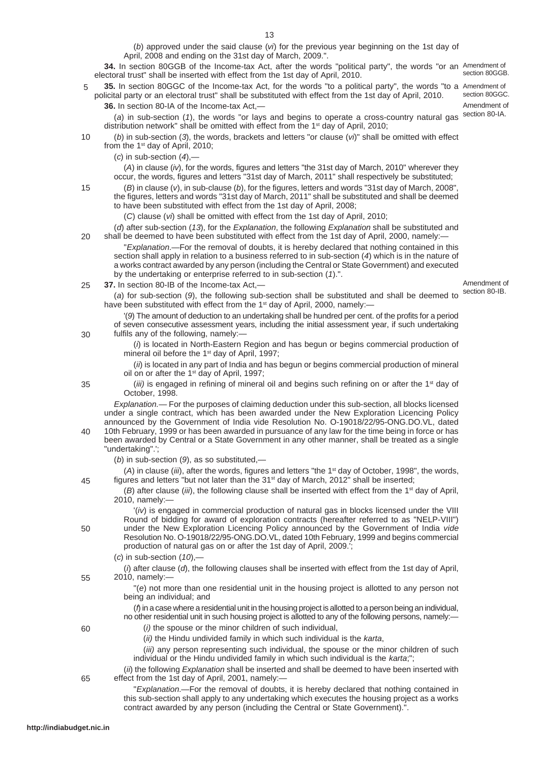(*b*) approved under the said clause (*vi*) for the previous year beginning on the 1st day of April, 2008 and ending on the 31st day of March, 2009.".

**34.** In section 80GGB of the Income-tax Act, after the words "political party", the words "or an electoral trust" shall be inserted with effect from the 1st day of April, 2010.

Amendment of section 80GGB.

**35.** In section 80GGC of the Income-tax Act, for the words "to a political party", the words "to a policital party or an electoral trust" shall be substituted with effect from the 1st day of April, 2010.

Amendment of section 80GGC.

**36.** In section 80-IA of the Income-tax Act,—

Amendment of section 80-IA.

(*a*) in sub-section (*1*), the words "or lays and begins to operate a cross-country natural gas distribution network" shall be omitted with effect from the 1st day of April, 2010;

(*b*) in sub-section (*3*), the words, brackets and letters "or clause (*vi*)" shall be omitted with effect from the 1st day of April, 2010;

(*c*) in sub-section (*4*),—

(*A*) in clause (*iv*), for the words, figures and letters "the 31st day of March, 2010" wherever they occur, the words, figures and letters "31st day of March, 2011" shall respectively be substituted;

(*B*) in clause (*v*), in sub-clause (*b*), for the figures, letters and words "31st day of March, 2008", the figures, letters and words "31st day of March, 2011" shall be substituted and shall be deemed to have been substituted with effect from the 1st day of April, 2008;

(*C*) clause (*vi*) shall be omitted with effect from the 1st day of April, 2010;

(*d*) after sub-section (*13*), for the *Explanation*, the following *Explanation* shall be substituted and shall be deemed to have been substituted with effect from the 1st day of April, 2000, namely:—

"*Explanation*.—For the removal of doubts, it is hereby declared that nothing contained in this section shall apply in relation to a business referred to in sub-section (*4*) which is in the nature of a works contract awarded by any person (including the Central or State Government) and executed by the undertaking or enterprise referred to in sub-section (*1*).".

**37.** In section 80-IB of the Income-tax Act,—

Amendment of section 80-IB.

(*a*) for sub-section (*9*), the following sub-section shall be substituted and shall be deemed to have been substituted with effect from the 1st day of April, 2000, namely:—

'(*9*) The amount of deduction to an undertaking shall be hundred per cent. of the profits for a period of seven consecutive assessment years, including the initial assessment year, if such undertaking fulfils any of the following, namely:—

(*i*) is located in North-Eastern Region and has begun or begins commercial production of mineral oil before the 1st day of April, 1997;

(*ii*) is located in any part of India and has begun or begins commercial production of mineral oil on or after the 1st day of April, 1997;

(*iii)* is engaged in refining of mineral oil and begins such refining on or after the 1st day of October, 1998.

*Explanation.*— For the purposes of claiming deduction under this sub-section, all blocks licensed under a single contract, which has been awarded under the New Exploration Licencing Policy announced by the Government of India vide Resolution No. O-19018/22/95-ONG.DO.VL, dated 10th February, 1999 or has been awarded in pursuance of any law for the time being in force or has been awarded by Central or a State Government in any other manner, shall be treated as a single "undertaking".';

(*b*) in sub-section (*9*), as so substituted,—

(*A*) in clause (*iii*), after the words, figures and letters "the 1st day of October, 1998", the words, figures and letters "but not later than the 31st day of March, 2012" shall be inserted;

(*B*) after clause (*iii*), the following clause shall be inserted with effect from the 1st day of April, 2010, namely:—

'(*iv*) is engaged in commercial production of natural gas in blocks licensed under the VIII Round of bidding for award of exploration contracts (hereafter referred to as "NELP-VIII") under the New Exploration Licencing Policy announced by the Government of India *vide* Resolution No. O-19018/22/95-ONG.DO.VL, dated 10th February, 1999 and begins commercial production of natural gas on or after the 1st day of April, 2009.';

(*c*) in sub-section (*10*),—

(*i*) after clause (*d*), the following clauses shall be inserted with effect from the 1st day of April, 2010, namely:—

"(*e*) not more than one residential unit in the housing project is allotted to any person not being an individual; and

(*f*) in a case where a residential unit in the housing project is allotted to a person being an individual, no other residential unit in such housing project is allotted to any of the following persons, namely:—

(*i)* the spouse or the minor children of such individual,

(*ii)* the Hindu undivided family in which such individual is the *karta*,

(*iii)* any person representing such individual, the spouse or the minor children of such individual or the Hindu undivided family in which such individual is the *karta*;";

(*ii*) the following *Explanation* shall be inserted and shall be deemed to have been inserted with effect from the 1st day of April, 2001, namely:—

"*Explanation*.—For the removal of doubts, it is hereby declared that nothing contained in this sub-section shall apply to any undertaking which executes the housing project as a works contract awarded by any person (including the Central or State Government).".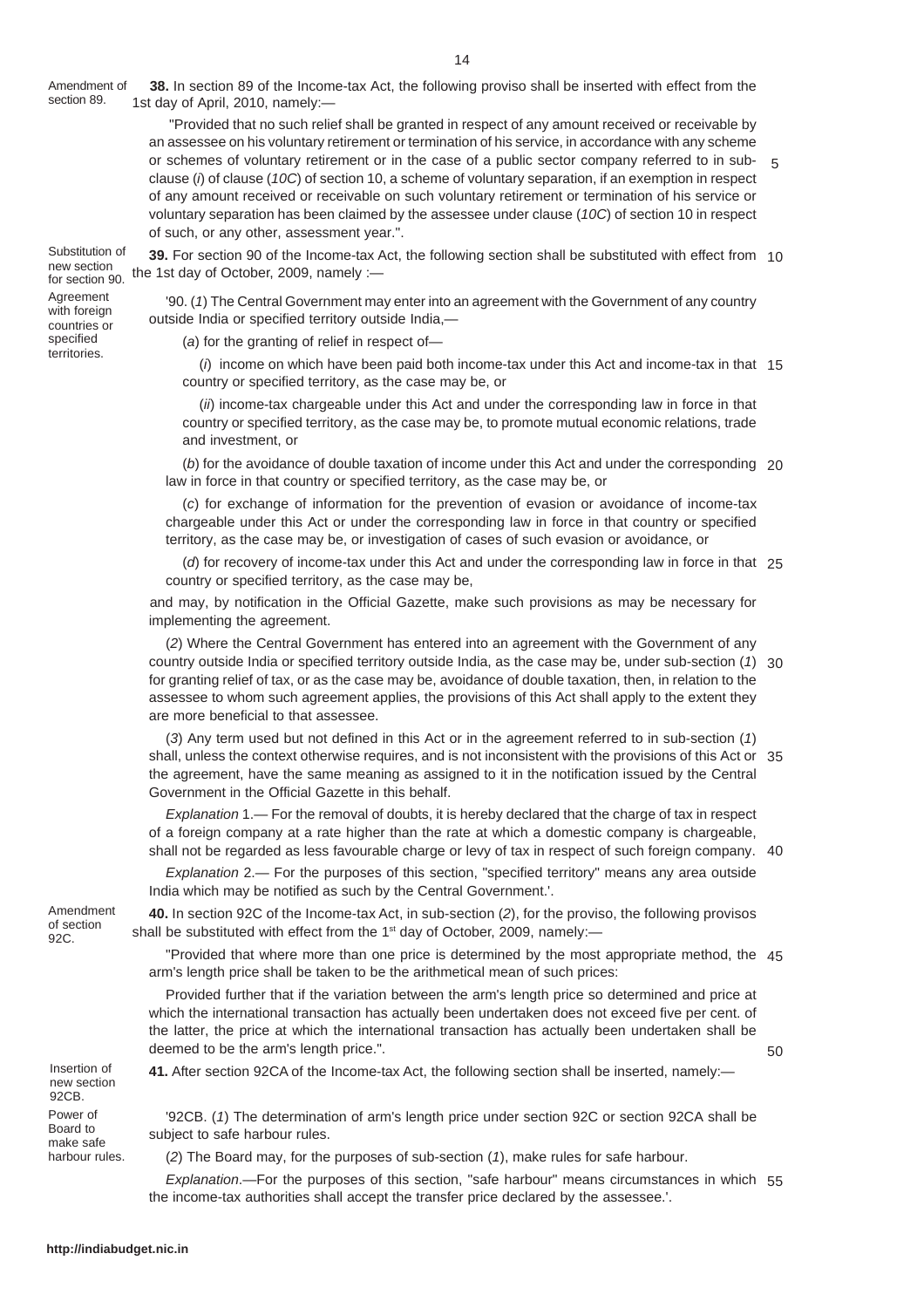Amendment of section 89.

**38.** In section 89 of the Income-tax Act, the following proviso shall be inserted with effect from the 1st day of April, 2010, namely:—

"Provided that no such relief shall be granted in respect of any amount received or receivable by an assessee on his voluntary retirement or termination of his service, in accordance with any scheme or schemes of voluntary retirement or in the case of a public sector company referred to in sub-clause (*i*) of clause (*10C*) of section 10, a scheme of voluntary separation, if an exemption in respect of any amount received or receivable on such voluntary retirement or termination of his service or voluntary separation has been claimed by the assessee under clause (*10C*) of section 10 in respect of such, or any other, assessment year.".

Substitution of new section for section 90.

**39.** For section 90 of the Income-tax Act, the following section shall be substituted with effect from the 1st day of October, 2009, namely :—

Agreement with foreign countries or specified territories.

'90. (*1*) The Central Government may enter into an agreement with the Government of any country outside India or specified territory outside India,—

(*a*) for the granting of relief in respect of—

(*i*) income on which have been paid both income-tax under this Act and income-tax in that country or specified territory, as the case may be, or

(*ii*) income-tax chargeable under this Act and under the corresponding law in force in that country or specified territory, as the case may be, to promote mutual economic relations, trade and investment, or

(*b*) for the avoidance of double taxation of income under this Act and under the corresponding law in force in that country or specified territory, as the case may be, or

(*c*) for exchange of information for the prevention of evasion or avoidance of income-tax chargeable under this Act or under the corresponding law in force in that country or specified territory, as the case may be, or investigation of cases of such evasion or avoidance, or

(*d*) for recovery of income-tax under this Act and under the corresponding law in force in that country or specified territory, as the case may be,

and may, by notification in the Official Gazette, make such provisions as may be necessary for implementing the agreement.

(*2*) Where the Central Government has entered into an agreement with the Government of any country outside India or specified territory outside India, as the case may be, under sub-section (*1*) for granting relief of tax, or as the case may be, avoidance of double taxation, then, in relation to the assessee to whom such agreement applies, the provisions of this Act shall apply to the extent they are more beneficial to that assessee.

(*3*) Any term used but not defined in this Act or in the agreement referred to in sub-section (*1*) shall, unless the context otherwise requires, and is not inconsistent with the provisions of this Act or the agreement, have the same meaning as assigned to it in the notification issued by the Central Government in the Official Gazette in this behalf.

*Explanation* 1.— For the removal of doubts, it is hereby declared that the charge of tax in respect of a foreign company at a rate higher than the rate at which a domestic company is chargeable, shall not be regarded as less favourable charge or levy of tax in respect of such foreign company.

*Explanation* 2.— For the purposes of this section, "specified territory" means any area outside India which may be notified as such by the Central Government.'.

Amendment of section 92C.

**40.** In section 92C of the Income-tax Act, in sub-section (*2*), for the proviso, the following provisos shall be substituted with effect from the 1st day of October, 2009, namely:—

"Provided that where more than one price is determined by the most appropriate method, the arm's length price shall be taken to be the arithmetical mean of such prices:

Provided further that if the variation between the arm's length price so determined and price at which the international transaction has actually been undertaken does not exceed five per cent. of the latter, the price at which the international transaction has actually been undertaken shall be deemed to be the arm's length price.".

Insertion of new section 92CB.

**41.** After section 92CA of the Income-tax Act, the following section shall be inserted, namely:—

Power of Board to make safe harbour rules.

'92CB. (*1*) The determination of arm's length price under section 92C or section 92CA shall be subject to safe harbour rules.

(*2*) The Board may, for the purposes of sub-section (*1*), make rules for safe harbour.

*Explanation*.—For the purposes of this section, "safe harbour" means circumstances in which the income-tax authorities shall accept the transfer price declared by the assessee.'.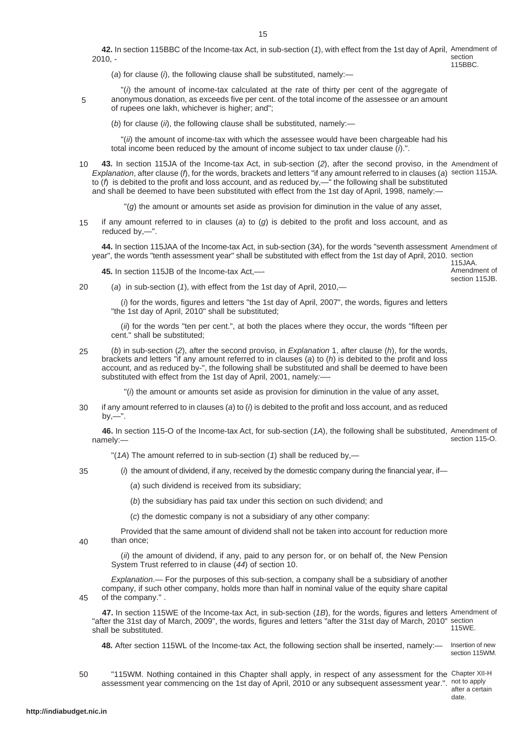**42.** In section 115BBC of the Income-tax Act, in sub-section (*1*), with effect from the 1st day of April, 2010, -

Amendment of section 115BBC.

(*a*) for clause (*i*), the following clause shall be substituted, namely:—

"(*i*) the amount of income-tax calculated at the rate of thirty per cent of the aggregate of anonymous donation, as exceeds five per cent. of the total income of the assessee or an amount of rupees one lakh, whichever is higher; and";

(*b*) for clause (*ii*), the following clause shall be substituted, namely:—

"(*ii*) the amount of income-tax with which the assessee would have been chargeable had his total income been reduced by the amount of income subject to tax under clause (*i*).".

**43.** In section 115JA of the Income-tax Act, in sub-section (*2*), after the second proviso, in the *Explanation*, after clause (*f*), for the words, brackets and letters "if any amount referred to in clauses (*a*) to (*f*) is debited to the profit and loss account, and as reduced by,—" the following shall be substituted and shall be deemed to have been substituted with effect from the 1st day of April, 1998, namely:—

Amendment of section 115JA.

"(*g*) the amount or amounts set aside as provision for diminution in the value of any asset,

if any amount referred to in clauses (*a*) to (*g*) is debited to the profit and loss account, and as reduced by,—".

**44.** In section 115JAA of the Income-tax Act, in sub-section (*3A*), for the words "seventh assessment year", the words "tenth assessment year" shall be substituted with effect from the 1st day of April, 2010.

Amendment of section 115JAA.

**45.** In section 115JB of the Income-tax Act,—-

Amendment of section 115JB.

(*a*) in sub-section (*1*), with effect from the 1st day of April, 2010,—

(*i*) for the words, figures and letters "the 1st day of April, 2007", the words, figures and letters "the 1st day of April, 2010" shall be substituted;

(*ii*) for the words "ten per cent.", at both the places where they occur, the words "fifteen per cent." shall be substituted;

(*b*) in sub-section (*2*), after the second proviso, in *Explanation* 1, after clause (*h*), for the words, brackets and letters "if any amount referred to in clauses (*a*) to (*h*) is debited to the profit and loss account, and as reduced by-", the following shall be substituted and shall be deemed to have been substituted with effect from the 1st day of April, 2001, namely:—-

"(*i*) the amount or amounts set aside as provision for diminution in the value of any asset,

if any amount referred to in clauses (*a*) to (*i*) is debited to the profit and loss account, and as reduced by,—".

**46.** In section 115-O of the Income-tax Act, for sub-section (*1A*), the following shall be substituted, namely:—

Amendment of section 115-O.

"(*1A*) The amount referred to in sub-section (*1*) shall be reduced by,—

(*i*) the amount of dividend, if any, received by the domestic company during the financial year, if—

(*a*) such dividend is received from its subsidiary;

(*b*) the subsidiary has paid tax under this section on such dividend; and

(*c*) the domestic company is not a subsidiary of any other company:

Provided that the same amount of dividend shall not be taken into account for reduction more than once;

(*ii*) the amount of dividend, if any, paid to any person for, or on behalf of, the New Pension System Trust referred to in clause (*44*) of section 10.

*Explanation*.— For the purposes of this sub-section, a company shall be a subsidiary of another company, if such other company, holds more than half in nominal value of the equity share capital of the company." .

**47.** In section 115WE of the Income-tax Act, in sub-section (*1B*), for the words, figures and letters "after the 31st day of March, 2009", the words, figures and letters "after the 31st day of March, 2010" shall be substituted.

Amendment of section 115WE.

**48.** After section 115WL of the Income-tax Act, the following section shall be inserted, namely:—

Insertion of new section 115WM.

"115WM. Nothing contained in this Chapter shall apply, in respect of any assessment for the assessment year commencing on the 1st day of April, 2010 or any subsequent assessment year.".

Chapter XII-H not to apply after a certain date.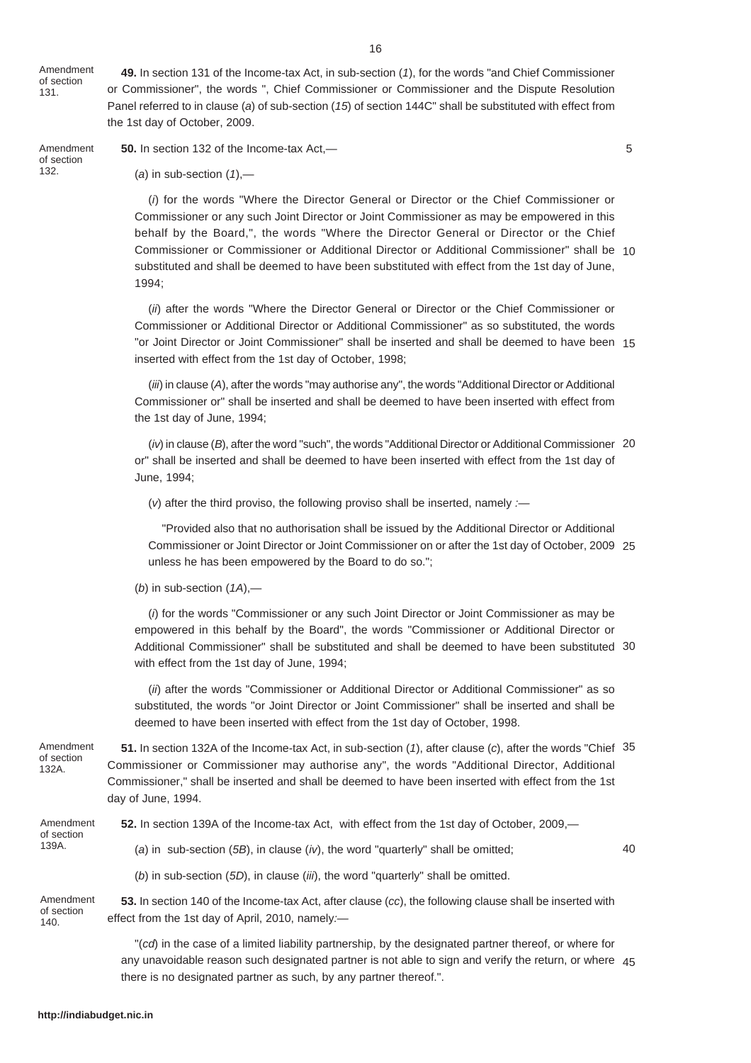Amendment of section 131.

**49.** In section 131 of the Income-tax Act, in sub-section (*1*), for the words "and Chief Commissioner or Commissioner", the words ", Chief Commissioner or Commissioner and the Dispute Resolution Panel referred to in clause (*a*) of sub-section (*15*) of section 144C" shall be substituted with effect from the 1st day of October, 2009.

Amendment of section 132.

**50.** In section 132 of the Income-tax Act,—

(*a*) in sub-section (*1*),—

(*i*) for the words "Where the Director General or Director or the Chief Commissioner or Commissioner or any such Joint Director or Joint Commissioner as may be empowered in this behalf by the Board,", the words "Where the Director General or Director or the Chief Commissioner or Commissioner or Additional Director or Additional Commissioner" shall be substituted and shall be deemed to have been substituted with effect from the 1st day of June, 1994;

(*ii*) after the words "Where the Director General or Director or the Chief Commissioner or Commissioner or Additional Director or Additional Commissioner" as so substituted, the words "or Joint Director or Joint Commissioner" shall be inserted and shall be deemed to have been inserted with effect from the 1st day of October, 1998;

(*iii*) in clause (*A*), after the words "may authorise any", the words "Additional Director or Additional Commissioner or" shall be inserted and shall be deemed to have been inserted with effect from the 1st day of June, 1994;

(*iv*) in clause (*B*), after the word "such", the words "Additional Director or Additional Commissioner or" shall be inserted and shall be deemed to have been inserted with effect from the 1st day of June, 1994;

(*v*) after the third proviso, the following proviso shall be inserted, namely :—

"Provided also that no authorisation shall be issued by the Additional Director or Additional Commissioner or Joint Director or Joint Commissioner on or after the 1st day of October, 2009 unless he has been empowered by the Board to do so.";

(*b*) in sub-section (*1A*),—

(*i*) for the words "Commissioner or any such Joint Director or Joint Commissioner as may be empowered in this behalf by the Board", the words "Commissioner or Additional Director or Additional Commissioner" shall be substituted and shall be deemed to have been substituted with effect from the 1st day of June, 1994;

(*ii*) after the words "Commissioner or Additional Director or Additional Commissioner" as so substituted, the words "or Joint Director or Joint Commissioner" shall be inserted and shall be deemed to have been inserted with effect from the 1st day of October, 1998.

Amendment of section 132A.

**51.** In section 132A of the Income-tax Act, in sub-section (*1*), after clause (*c*), after the words "Chief Commissioner or Commissioner may authorise any", the words "Additional Director, Additional Commissioner," shall be inserted and shall be deemed to have been inserted with effect from the 1st day of June, 1994.

Amendment of section 139A.

**52.** In section 139A of the Income-tax Act, with effect from the 1st day of October, 2009,—

(*a*) in sub-section (*5B*), in clause (*iv*), the word "quarterly" shall be omitted;

(*b*) in sub-section (*5D*), in clause (*iii*), the word "quarterly" shall be omitted.

Amendment of section 140.

**53.** In section 140 of the Income-tax Act, after clause (*cc*), the following clause shall be inserted with effect from the 1st day of April, 2010, namely:—

"(*cd*) in the case of a limited liability partnership, by the designated partner thereof, or where for any unavoidable reason such designated partner is not able to sign and verify the return, or where there is no designated partner as such, by any partner thereof.".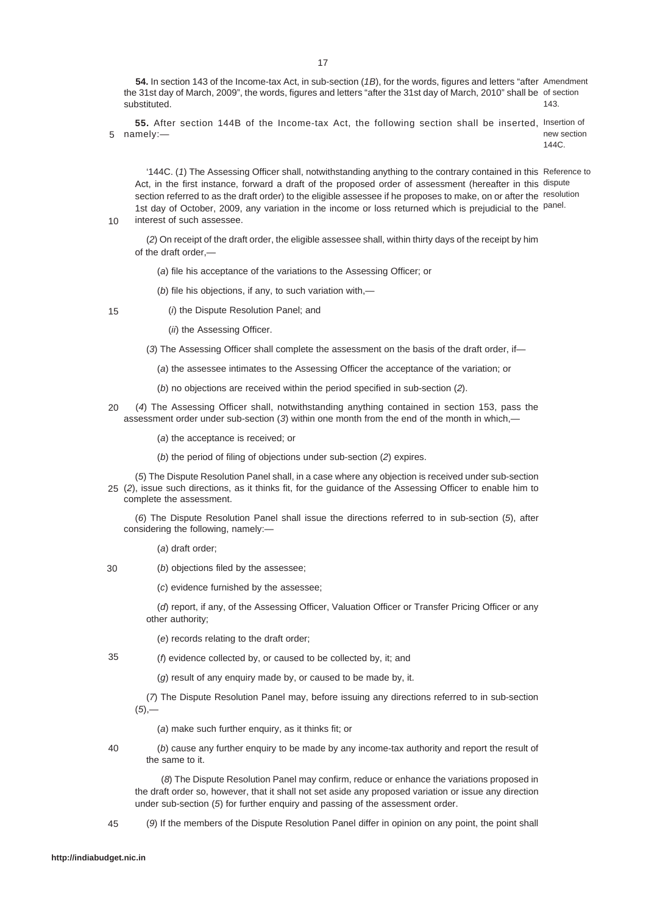**54.** In section 143 of the Income-tax Act, in sub-section (*1B*), for the words, figures and letters "after the 31st day of March, 2009", the words, figures and letters "after the 31st day of March, 2010" shall be substituted.

Amendment of section 143.

**55.** After section 144B of the Income-tax Act, the following section shall be inserted, namely:—

Insertion of new section 144C.

'144C. (*1*) The Assessing Officer shall, notwithstanding anything to the contrary contained in this Act, in the first instance, forward a draft of the proposed order of assessment (hereafter in this section referred to as the draft order) to the eligible assessee if he proposes to make, on or after the 1st day of October, 2009, any variation in the income or loss returned which is prejudicial to the interest of such assessee.

Reference to dispute resolution panel.

(*2*) On receipt of the draft order, the eligible assessee shall, within thirty days of the receipt by him of the draft order,—

(*a*) file his acceptance of the variations to the Assessing Officer; or

(*b*) file his objections, if any, to such variation with,—

(*i*) the Dispute Resolution Panel; and

(*ii*) the Assessing Officer.

(*3*) The Assessing Officer shall complete the assessment on the basis of the draft order, if—

(*a*) the assessee intimates to the Assessing Officer the acceptance of the variation; or

(*b*) no objections are received within the period specified in sub-section (*2*).

(*4*) The Assessing Officer shall, notwithstanding anything contained in section 153, pass the assessment order under sub-section (*3*) within one month from the end of the month in which,—

(*a*) the acceptance is received; or

(*b*) the period of filing of objections under sub-section (*2*) expires.

(*5*) The Dispute Resolution Panel shall, in a case where any objection is received under sub-section (*2*), issue such directions, as it thinks fit, for the guidance of the Assessing Officer to enable him to complete the assessment.

(*6*) The Dispute Resolution Panel shall issue the directions referred to in sub-section (*5*), after considering the following, namely:—

(*a*) draft order;

(*b*) objections filed by the assessee;

(*c*) evidence furnished by the assessee;

(*d*) report, if any, of the Assessing Officer, Valuation Officer or Transfer Pricing Officer or any other authority;

(*e*) records relating to the draft order;

(*f*) evidence collected by, or caused to be collected by, it; and

(*g*) result of any enquiry made by, or caused to be made by, it.

(*7*) The Dispute Resolution Panel may, before issuing any directions referred to in sub-section (*5*),—

(*a*) make such further enquiry, as it thinks fit; or

(*b*) cause any further enquiry to be made by any income-tax authority and report the result of the same to it.

(*8*) The Dispute Resolution Panel may confirm, reduce or enhance the variations proposed in the draft order so, however, that it shall not set aside any proposed variation or issue any direction under sub-section (*5*) for further enquiry and passing of the assessment order.

(*9*) If the members of the Dispute Resolution Panel differ in opinion on any point, the point shall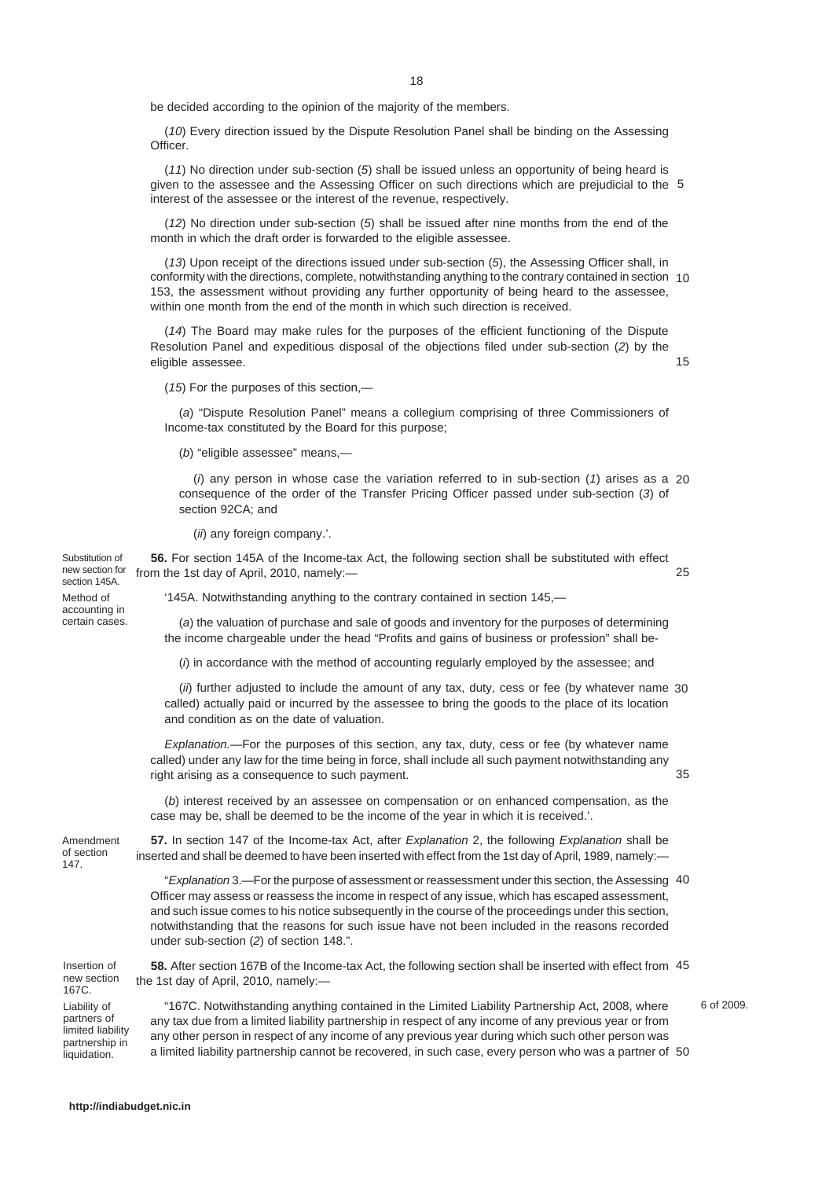be decided according to the opinion of the majority of the members.

(*10*) Every direction issued by the Dispute Resolution Panel shall be binding on the Assessing Officer.

(*11*) No direction under sub-section (*5*) shall be issued unless an opportunity of being heard is given to the assessee and the Assessing Officer on such directions which are prejudicial to the interest of the assessee or the interest of the revenue, respectively.

(*12*) No direction under sub-section (*5*) shall be issued after nine months from the end of the month in which the draft order is forwarded to the eligible assessee.

(*13*) Upon receipt of the directions issued under sub-section (*5*), the Assessing Officer shall, in conformity with the directions, complete, notwithstanding anything to the contrary contained in section 153, the assessment without providing any further opportunity of being heard to the assessee, within one month from the end of the month in which such direction is received.

(*14*) The Board may make rules for the purposes of the efficient functioning of the Dispute Resolution Panel and expeditious disposal of the objections filed under sub-section (*2*) by the eligible assessee.

(*15*) For the purposes of this section,—

(*a*) "Dispute Resolution Panel" means a collegium comprising of three Commissioners of Income-tax constituted by the Board for this purpose;

(*b*) "eligible assessee" means,—

(*i*) any person in whose case the variation referred to in sub-section (*1*) arises as a consequence of the order of the Transfer Pricing Officer passed under sub-section (*3*) of section 92CA; and

(*ii*) any foreign company.'.

*Substitution of new section for section 145A.*

**56.** For section 145A of the Income-tax Act, the following section shall be substituted with effect from the 1st day of April, 2010, namely:—

*Method of accounting in certain cases.*

'145A. Notwithstanding anything to the contrary contained in section 145,—

(*a*) the valuation of purchase and sale of goods and inventory for the purposes of determining the income chargeable under the head "Profits and gains of business or profession" shall be-

(*i*) in accordance with the method of accounting regularly employed by the assessee; and

(*ii*) further adjusted to include the amount of any tax, duty, cess or fee (by whatever name called) actually paid or incurred by the assessee to bring the goods to the place of its location and condition as on the date of valuation.

*Explanation.*—For the purposes of this section, any tax, duty, cess or fee (by whatever name called) under any law for the time being in force, shall include all such payment notwithstanding any right arising as a consequence to such payment.

(*b*) interest received by an assessee on compensation or on enhanced compensation, as the case may be, shall be deemed to be the income of the year in which it is received.'.

*Amendment of section 147.*

**57.** In section 147 of the Income-tax Act, after *Explanation* 2, the following *Explanation* shall be inserted and shall be deemed to have been inserted with effect from the 1st day of April, 1989, namely:—

"*Explanation* 3.—For the purpose of assessment or reassessment under this section, the Assessing Officer may assess or reassess the income in respect of any issue, which has escaped assessment, and such issue comes to his notice subsequently in the course of the proceedings under this section, notwithstanding that the reasons for such issue have not been included in the reasons recorded under sub-section (*2*) of section 148.".

*Insertion of new section 167C.*

**58.** After section 167B of the Income-tax Act, the following section shall be inserted with effect from the 1st day of April, 2010, namely:—

*Liability of partners of limited liability partnership in liquidation.*

"167C. Notwithstanding anything contained in the Limited Liability Partnership Act, 2008, where any tax due from a limited liability partnership in respect of any income of any previous year or from any other person in respect of any income of any previous year during which such other person was a limited liability partnership cannot be recovered, in such case, every person who was a partner of

*6 of 2009.*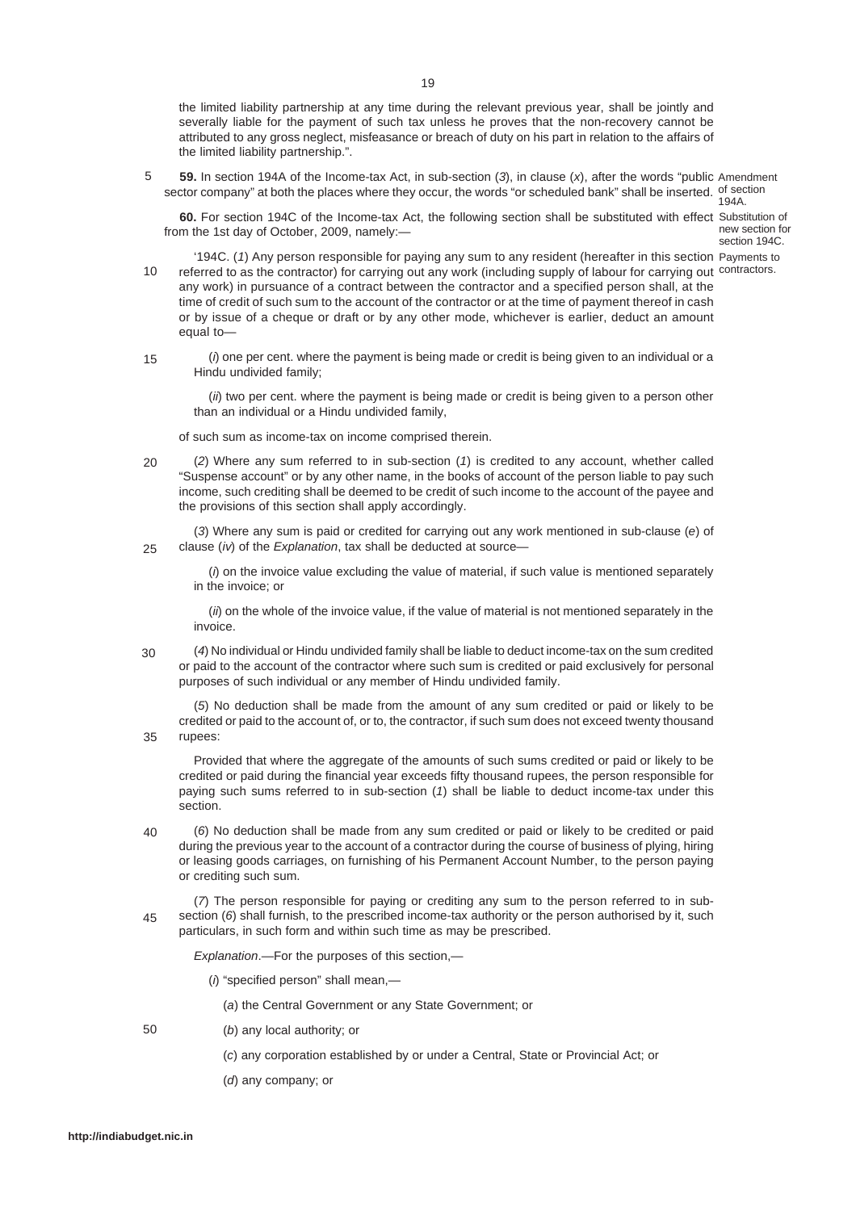the limited liability partnership at any time during the relevant previous year, shall be jointly and severally liable for the payment of such tax unless he proves that the non-recovery cannot be attributed to any gross neglect, misfeasance or breach of duty on his part in relation to the affairs of the limited liability partnership.".

Amendment of section 194A.

**59.** In section 194A of the Income-tax Act, in sub-section (*3*), in clause (*x*), after the words "public sector company" at both the places where they occur, the words "or scheduled bank" shall be inserted.

Substitution of new section for section 194C.

**60.** For section 194C of the Income-tax Act, the following section shall be substituted with effect from the 1st day of October, 2009, namely:—

Payments to contractors.

'194C. (*1*) Any person responsible for paying any sum to any resident (hereafter in this section referred to as the contractor) for carrying out any work (including supply of labour for carrying out any work) in pursuance of a contract between the contractor and a specified person shall, at the time of credit of such sum to the account of the contractor or at the time of payment thereof in cash or by issue of a cheque or draft or by any other mode, whichever is earlier, deduct an amount equal to—

(*i*) one per cent. where the payment is being made or credit is being given to an individual or a Hindu undivided family;

(*ii*) two per cent. where the payment is being made or credit is being given to a person other than an individual or a Hindu undivided family,

of such sum as income-tax on income comprised therein.

(*2*) Where any sum referred to in sub-section (*1*) is credited to any account, whether called "Suspense account" or by any other name, in the books of account of the person liable to pay such income, such crediting shall be deemed to be credit of such income to the account of the payee and the provisions of this section shall apply accordingly.

(*3*) Where any sum is paid or credited for carrying out any work mentioned in sub-clause (*e*) of clause (*iv*) of the *Explanation*, tax shall be deducted at source—

(*i*) on the invoice value excluding the value of material, if such value is mentioned separately in the invoice; or

(*ii*) on the whole of the invoice value, if the value of material is not mentioned separately in the invoice.

(*4*) No individual or Hindu undivided family shall be liable to deduct income-tax on the sum credited or paid to the account of the contractor where such sum is credited or paid exclusively for personal purposes of such individual or any member of Hindu undivided family.

(*5*) No deduction shall be made from the amount of any sum credited or paid or likely to be credited or paid to the account of, or to, the contractor, if such sum does not exceed twenty thousand rupees:

Provided that where the aggregate of the amounts of such sums credited or paid or likely to be credited or paid during the financial year exceeds fifty thousand rupees, the person responsible for paying such sums referred to in sub-section (*1*) shall be liable to deduct income-tax under this section.

(*6*) No deduction shall be made from any sum credited or paid or likely to be credited or paid during the previous year to the account of a contractor during the course of business of plying, hiring or leasing goods carriages, on furnishing of his Permanent Account Number, to the person paying or crediting such sum.

(*7*) The person responsible for paying or crediting any sum to the person referred to in sub-section (*6*) shall furnish, to the prescribed income-tax authority or the person authorised by it, such particulars, in such form and within such time as may be prescribed.

*Explanation*.—For the purposes of this section,—

(*i*) "specified person" shall mean,—

(*a*) the Central Government or any State Government; or

(*b*) any local authority; or

(*c*) any corporation established by or under a Central, State or Provincial Act; or

(*d*) any company; or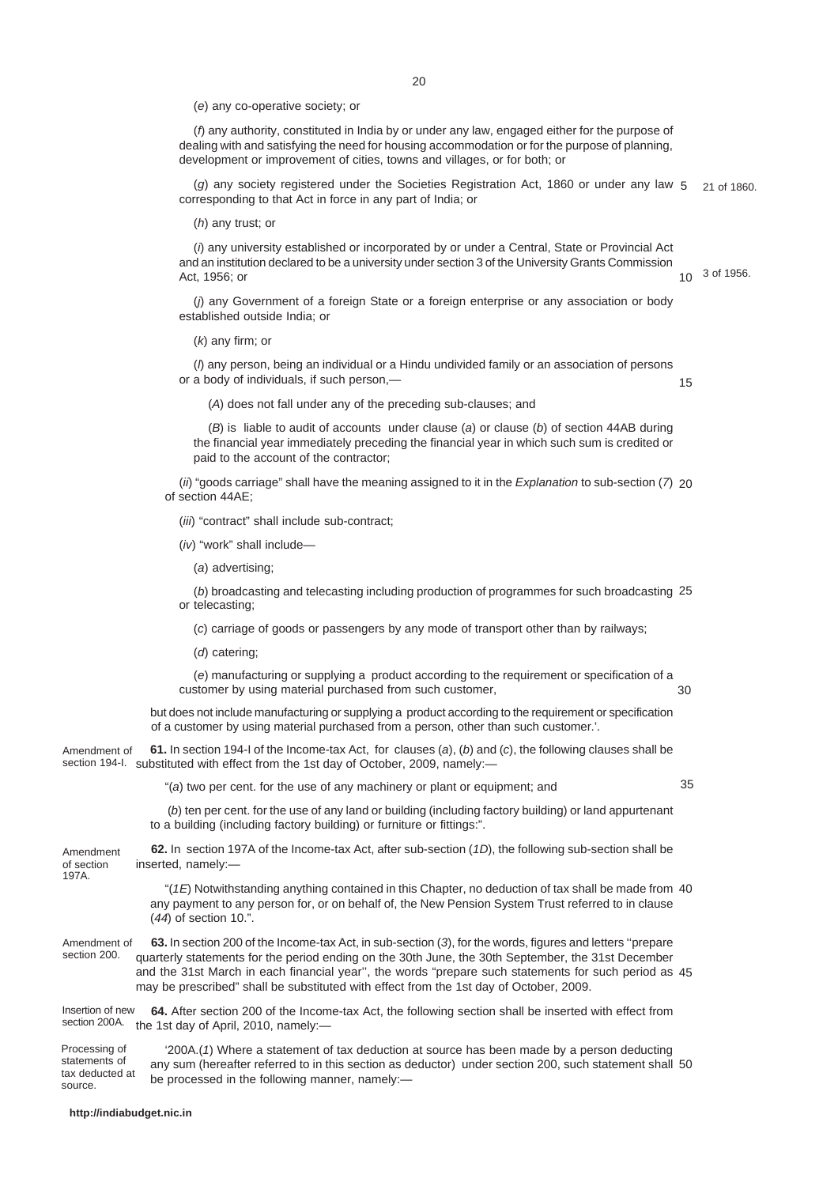(*e*) any co-operative society; or

(*f*) any authority, constituted in India by or under any law, engaged either for the purpose of dealing with and satisfying the need for housing accommodation or for the purpose of planning, development or improvement of cities, towns and villages, or for both; or

(*g*) any society registered under the Societies Registration Act, 1860 or under any law corresponding to that Act in force in any part of India; or

21 of 1860.

(*h*) any trust; or

(*i*) any university established or incorporated by or under a Central, State or Provincial Act and an institution declared to be a university under section 3 of the University Grants Commission Act, 1956; or

3 of 1956.

(*j*) any Government of a foreign State or a foreign enterprise or any association or body established outside India; or

(*k*) any firm; or

(*l*) any person, being an individual or a Hindu undivided family or an association of persons or a body of individuals, if such person,—

(*A*) does not fall under any of the preceding sub-clauses; and

(*B*) is liable to audit of accounts under clause (*a*) or clause (*b*) of section 44AB during the financial year immediately preceding the financial year in which such sum is credited or paid to the account of the contractor;

(*ii*) "goods carriage" shall have the meaning assigned to it in the *Explanation* to sub-section (*7*) of section 44AE;

(*iii*) "contract" shall include sub-contract;

(*iv*) "work" shall include—

(*a*) advertising;

(*b*) broadcasting and telecasting including production of programmes for such broadcasting or telecasting;

(*c*) carriage of goods or passengers by any mode of transport other than by railways;

(*d*) catering;

(*e*) manufacturing or supplying a product according to the requirement or specification of a customer by using material purchased from such customer,

but does not include manufacturing or supplying a product according to the requirement or specification of a customer by using material purchased from a person, other than such customer.'.

Amendment of section 194-I.

**61.** In section 194-I of the Income-tax Act, for clauses (*a*), (*b*) and (*c*), the following clauses shall be substituted with effect from the 1st day of October, 2009, namely:—

"(*a*) two per cent. for the use of any machinery or plant or equipment; and

(*b*) ten per cent. for the use of any land or building (including factory building) or land appurtenant to a building (including factory building) or furniture or fittings:".

Amendment of section 197A.

**62.** In section 197A of the Income-tax Act, after sub-section (*1D*), the following sub-section shall be inserted, namely:—

"(*1E*) Notwithstanding anything contained in this Chapter, no deduction of tax shall be made from any payment to any person for, or on behalf of, the New Pension System Trust referred to in clause (*44*) of section 10.".

Amendment of section 200.

**63.** In section 200 of the Income-tax Act, in sub-section (*3*), for the words, figures and letters "prepare quarterly statements for the period ending on the 30th June, the 30th September, the 31st December and the 31st March in each financial year", the words "prepare such statements for such period as may be prescribed" shall be substituted with effect from the 1st day of October, 2009.

Insertion of new section 200A.

**64.** After section 200 of the Income-tax Act, the following section shall be inserted with effect from the 1st day of April, 2010, namely:—

Processing of statements of tax deducted at source.

'200A.(*1*) Where a statement of tax deduction at source has been made by a person deducting any sum (hereafter referred to in this section as deductor) under section 200, such statement shall be processed in the following manner, namely:—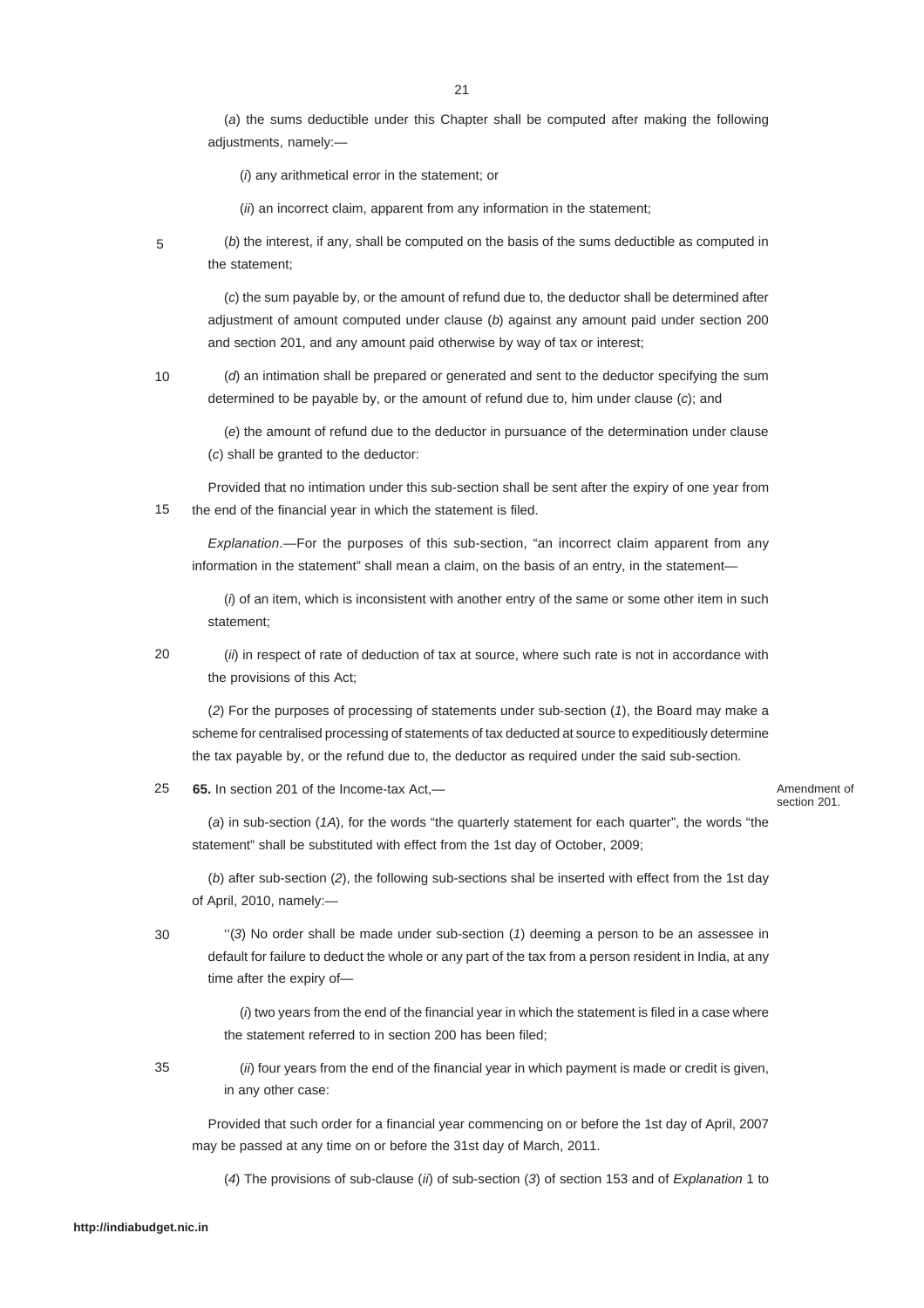(*a*) the sums deductible under this Chapter shall be computed after making the following adjustments, namely:—

(*i*) any arithmetical error in the statement; or

(*ii*) an incorrect claim, apparent from any information in the statement;

(*b*) the interest, if any, shall be computed on the basis of the sums deductible as computed in the statement;

(*c*) the sum payable by, or the amount of refund due to, the deductor shall be determined after adjustment of amount computed under clause (*b*) against any amount paid under section 200 and section 201, and any amount paid otherwise by way of tax or interest;

(*d*) an intimation shall be prepared or generated and sent to the deductor specifying the sum determined to be payable by, or the amount of refund due to, him under clause (*c*); and

(*e*) the amount of refund due to the deductor in pursuance of the determination under clause (*c*) shall be granted to the deductor:

Provided that no intimation under this sub-section shall be sent after the expiry of one year from the end of the financial year in which the statement is filed.

*Explanation*.—For the purposes of this sub-section, "an incorrect claim apparent from any information in the statement" shall mean a claim, on the basis of an entry, in the statement—

(*i*) of an item, which is inconsistent with another entry of the same or some other item in such statement;

(*ii*) in respect of rate of deduction of tax at source, where such rate is not in accordance with the provisions of this Act;

(*2*) For the purposes of processing of statements under sub-section (*1*), the Board may make a scheme for centralised processing of statements of tax deducted at source to expeditiously determine the tax payable by, or the refund due to, the deductor as required under the said sub-section.

Amendment of section 201.

**65.** In section 201 of the Income-tax Act,—

(*a*) in sub-section (*1A*), for the words "the quarterly statement for each quarter", the words "the statement" shall be substituted with effect from the 1st day of October, 2009;

(*b*) after sub-section (*2*), the following sub-sections shal be inserted with effect from the 1st day of April, 2010, namely:—

''(*3*) No order shall be made under sub-section (*1*) deeming a person to be an assessee in default for failure to deduct the whole or any part of the tax from a person resident in India, at any time after the expiry of—

(*i*) two years from the end of the financial year in which the statement is filed in a case where the statement referred to in section 200 has been filed;

(*ii*) four years from the end of the financial year in which payment is made or credit is given, in any other case:

Provided that such order for a financial year commencing on or before the 1st day of April, 2007 may be passed at any time on or before the 31st day of March, 2011.

(*4*) The provisions of sub-clause (*ii*) of sub-section (*3*) of section 153 and of *Explanation* 1 to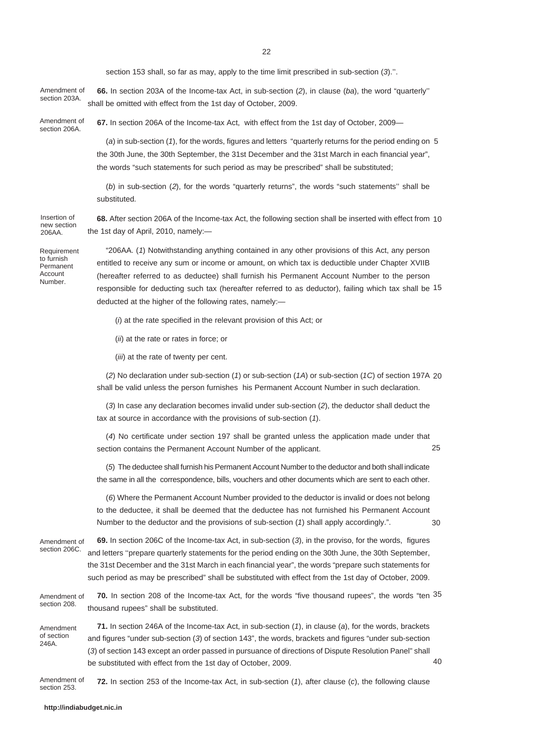section 153 shall, so far as may, apply to the time limit prescribed in sub-section (*3*).''.

Amendment of section 203A.

**66.** In section 203A of the Income-tax Act, in sub-section (*2*), in clause (*ba*), the word "quarterly'' shall be omitted with effect from the 1st day of October, 2009.

Amendment of section 206A.

**67.** In section 206A of the Income-tax Act, with effect from the 1st day of October, 2009—

(*a*) in sub-section (*1*), for the words, figures and letters "quarterly returns for the period ending on the 30th June, the 30th September, the 31st December and the 31st March in each financial year", the words "such statements for such period as may be prescribed" shall be substituted;

(*b*) in sub-section (*2*), for the words "quarterly returns", the words "such statements'' shall be substituted.

Insertion of new section 206AA.

**68.** After section 206A of the Income-tax Act, the following section shall be inserted with effect from the 1st day of April, 2010, namely:—

Requirement to furnish Permanent Account Number.

"206AA. (*1*) Notwithstanding anything contained in any other provisions of this Act, any person entitled to receive any sum or income or amount, on which tax is deductible under Chapter XVIIB (hereafter referred to as deductee) shall furnish his Permanent Account Number to the person responsible for deducting such tax (hereafter referred to as deductor), failing which tax shall be deducted at the higher of the following rates, namely:—

(*i*) at the rate specified in the relevant provision of this Act; or

(*ii*) at the rate or rates in force; or

(*iii*) at the rate of twenty per cent.

(*2*) No declaration under sub-section (*1*) or sub-section (*1A*) or sub-section (*1C*) of section 197A shall be valid unless the person furnishes his Permanent Account Number in such declaration.

(*3*) In case any declaration becomes invalid under sub-section (*2*), the deductor shall deduct the tax at source in accordance with the provisions of sub-section (*1*).

(*4*) No certificate under section 197 shall be granted unless the application made under that section contains the Permanent Account Number of the applicant.

(*5*) The deductee shall furnish his Permanent Account Number to the deductor and both shall indicate the same in all the correspondence, bills, vouchers and other documents which are sent to each other.

(*6*) Where the Permanent Account Number provided to the deductor is invalid or does not belong to the deductee, it shall be deemed that the deductee has not furnished his Permanent Account Number to the deductor and the provisions of sub-section (*1*) shall apply accordingly.".

Amendment of section 206C.

**69.** In section 206C of the Income-tax Act, in sub-section (*3*), in the proviso, for the words, figures and letters ''prepare quarterly statements for the period ending on the 30th June, the 30th September, the 31st December and the 31st March in each financial year", the words "prepare such statements for such period as may be prescribed" shall be substituted with effect from the 1st day of October, 2009.

Amendment of section 208.

**70.** In section 208 of the Income-tax Act, for the words "five thousand rupees", the words "ten thousand rupees" shall be substituted.

Amendment of section 246A.

**71.** In section 246A of the Income-tax Act, in sub-section (*1*), in clause (*a*), for the words, brackets and figures "under sub-section (*3*) of section 143", the words, brackets and figures "under sub-section (*3*) of section 143 except an order passed in pursuance of directions of Dispute Resolution Panel" shall be substituted with effect from the 1st day of October, 2009.

Amendment of section 253.

**72.** In section 253 of the Income-tax Act, in sub-section (*1*), after clause (*c*), the following clause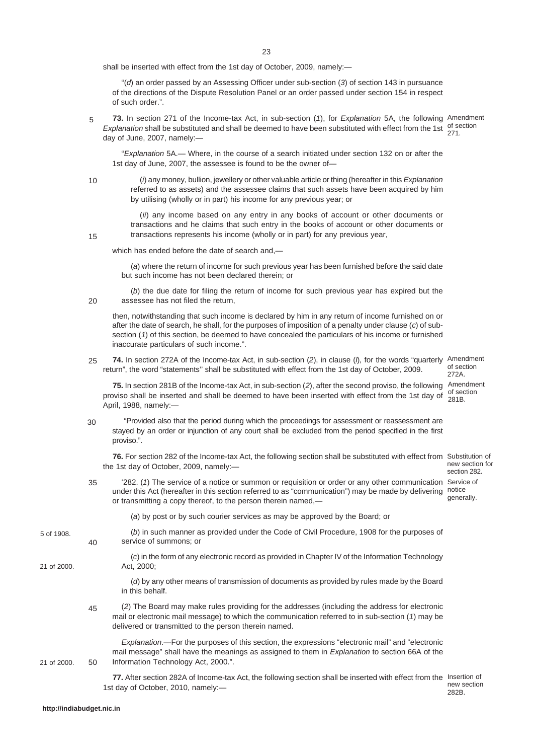shall be inserted with effect from the 1st day of October, 2009, namely:—

"(*d*) an order passed by an Assessing Officer under sub-section (*3*) of section 143 in pursuance of the directions of the Dispute Resolution Panel or an order passed under section 154 in respect of such order.".

Amendment of section 271.

**73.** In section 271 of the Income-tax Act, in sub-section (*1*), for *Explanation* 5A, the following *Explanation* shall be substituted and shall be deemed to have been substituted with effect from the 1st day of June, 2007, namely:—

"*Explanation* 5A.— Where, in the course of a search initiated under section 132 on or after the 1st day of June, 2007, the assessee is found to be the owner of—

(*i*) any money, bullion, jewellery or other valuable article or thing (hereafter in this *Explanation* referred to as assets) and the assessee claims that such assets have been acquired by him by utilising (wholly or in part) his income for any previous year; or

(*ii*) any income based on any entry in any books of account or other documents or transactions and he claims that such entry in the books of account or other documents or transactions represents his income (wholly or in part) for any previous year,

which has ended before the date of search and,—

(*a*) where the return of income for such previous year has been furnished before the said date but such income has not been declared therein; or

(*b*) the due date for filing the return of income for such previous year has expired but the assessee has not filed the return,

then, notwithstanding that such income is declared by him in any return of income furnished on or after the date of search, he shall, for the purposes of imposition of a penalty under clause (*c*) of sub-section (*1*) of this section, be deemed to have concealed the particulars of his income or furnished inaccurate particulars of such income.".

Amendment of section 272A.

**74.** In section 272A of the Income-tax Act, in sub-section (*2*), in clause (*l*), for the words "quarterly return", the word "statements" shall be substituted with effect from the 1st day of October, 2009.

Amendment of section 281B.

**75.** In section 281B of the Income-tax Act, in sub-section (*2*), after the second proviso, the following proviso shall be inserted and shall be deemed to have been inserted with effect from the 1st day of April, 1988, namely:—

"Provided also that the period during which the proceedings for assessment or reassessment are stayed by an order or injunction of any court shall be excluded from the period specified in the first proviso.".

Substitution of new section for section 282.

**76.** For section 282 of the Income-tax Act, the following section shall be substituted with effect from the 1st day of October, 2009, namely:—

Service of notice generally.

'282. (*1*) The service of a notice or summon or requisition or order or any other communication under this Act (hereafter in this section referred to as "communication") may be made by delivering or transmitting a copy thereof, to the person therein named,—

(*a*) by post or by such courier services as may be approved by the Board; or

(*b*) in such manner as provided under the Code of Civil Procedure, 1908 for the purposes of service of summons; or (5 of 1908.)

(*c*) in the form of any electronic record as provided in Chapter IV of the Information Technology Act, 2000; (21 of 2000.)

(*d*) by any other means of transmission of documents as provided by rules made by the Board in this behalf.

(*2*) The Board may make rules providing for the addresses (including the address for electronic mail or electronic mail message) to which the communication referred to in sub-section (*1*) may be delivered or transmitted to the person therein named.

*Explanation*.—For the purposes of this section, the expressions "electronic mail" and "electronic mail message" shall have the meanings as assigned to them in *Explanation* to section 66A of the Information Technology Act, 2000.". (21 of 2000.)

Insertion of new section 282B.

**77.** After section 282A of Income-tax Act, the following section shall be inserted with effect from the 1st day of October, 2010, namely:—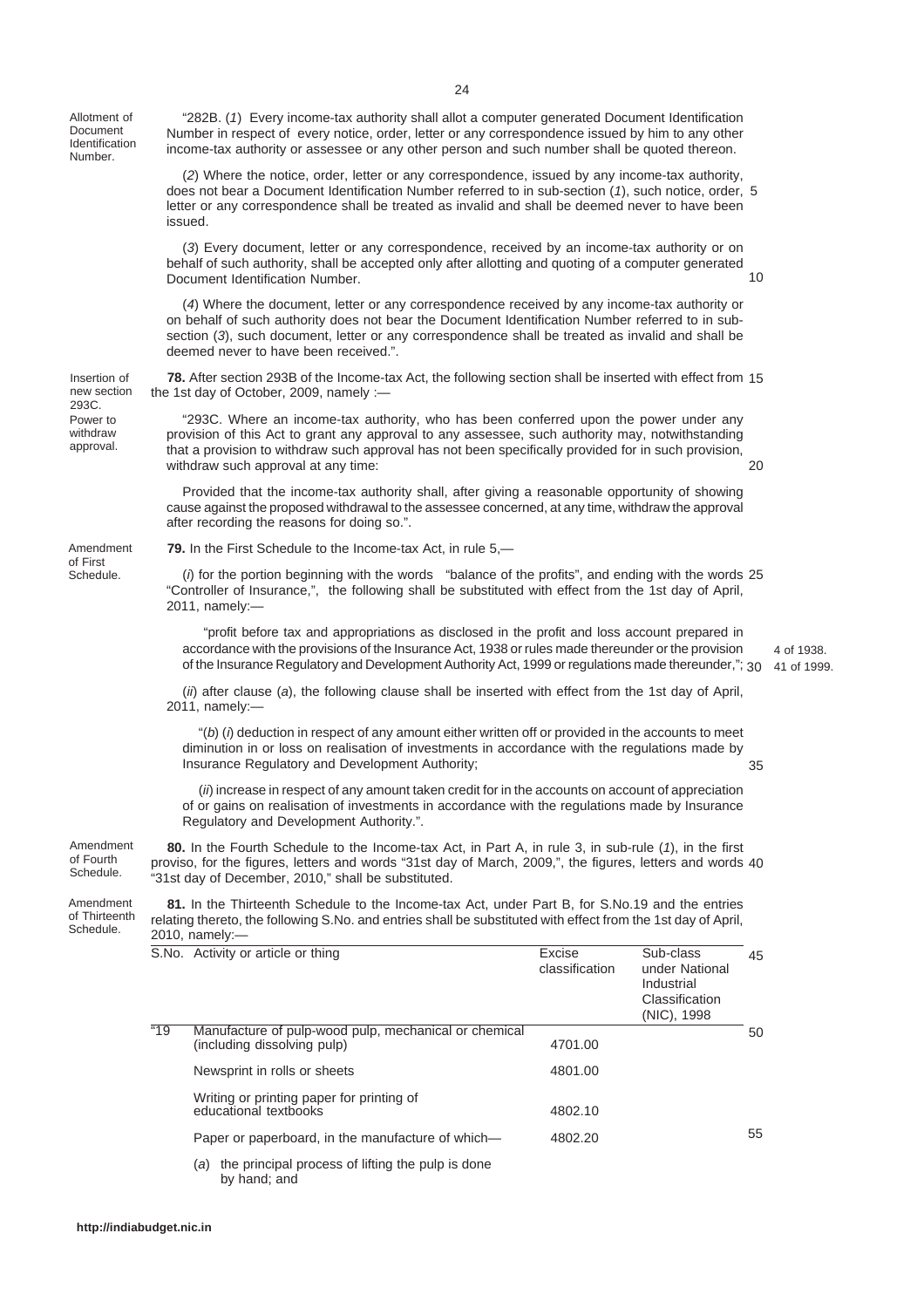Allotment of Document Identification Number.

"282B. (*1*) Every income-tax authority shall allot a computer generated Document Identification Number in respect of every notice, order, letter or any correspondence issued by him to any other income-tax authority or assessee or any other person and such number shall be quoted thereon.

(*2*) Where the notice, order, letter or any correspondence, issued by any income-tax authority, does not bear a Document Identification Number referred to in sub-section (*1*), such notice, order, letter or any correspondence shall be treated as invalid and shall be deemed never to have been issued.

(*3*) Every document, letter or any correspondence, received by an income-tax authority or on behalf of such authority, shall be accepted only after allotting and quoting of a computer generated Document Identification Number.

(*4*) Where the document, letter or any correspondence received by any income-tax authority or on behalf of such authority does not bear the Document Identification Number referred to in sub-section (*3*), such document, letter or any correspondence shall be treated as invalid and shall be deemed never to have been received.".

Insertion of new section 293C.

**78.** After section 293B of the Income-tax Act, the following section shall be inserted with effect from the 1st day of October, 2009, namely :—

Power to withdraw approval.

"293C. Where an income-tax authority, who has been conferred upon the power under any provision of this Act to grant any approval to any assessee, such authority may, notwithstanding that a provision to withdraw such approval has not been specifically provided for in such provision, withdraw such approval at any time:

Provided that the income-tax authority shall, after giving a reasonable opportunity of showing cause against the proposed withdrawal to the assessee concerned, at any time, withdraw the approval after recording the reasons for doing so.".

Amendment of First Schedule.

**79.** In the First Schedule to the Income-tax Act, in rule 5,—

(*i*) for the portion beginning with the words "balance of the profits", and ending with the words "Controller of Insurance,", the following shall be substituted with effect from the 1st day of April, 2011, namely:—

"profit before tax and appropriations as disclosed in the profit and loss account prepared in accordance with the provisions of the Insurance Act, 1938 or rules made thereunder or the provision of the Insurance Regulatory and Development Authority Act, 1999 or regulations made thereunder,";

4 of 1938.
41 of 1999.

(*ii*) after clause (*a*), the following clause shall be inserted with effect from the 1st day of April, 2011, namely:—

"(*b*) (*i*) deduction in respect of any amount either written off or provided in the accounts to meet diminution in or loss on realisation of investments in accordance with the regulations made by Insurance Regulatory and Development Authority;

(*ii*) increase in respect of any amount taken credit for in the accounts on account of appreciation of or gains on realisation of investments in accordance with the regulations made by Insurance Regulatory and Development Authority.".

Amendment of Fourth Schedule.

**80.** In the Fourth Schedule to the Income-tax Act, in Part A, in rule 3, in sub-rule (*1*), in the first proviso, for the figures, letters and words "31st day of March, 2009,", the figures, letters and words "31st day of December, 2010," shall be substituted.

Amendment of Thirteenth Schedule.

**81.** In the Thirteenth Schedule to the Income-tax Act, under Part B, for S.No.19 and the entries relating thereto, the following S.No. and entries shall be substituted with effect from the 1st day of April, 2010, namely:—

| S.No. | Activity or article or thing | Excise classification | Sub-class under National Industrial Classification (NIC), 1998 |
|---|---|---|---|
| "19 | Manufacture of pulp-wood pulp, mechanical or chemical (including dissolving pulp) | 4701.00 | |
| | Newsprint in rolls or sheets | 4801.00 | |
| | Writing or printing paper for printing of educational textbooks | 4802.10 | |
| | Paper or paperboard, in the manufacture of which— | 4802.20 | |
| | (*a*) the principal process of lifting the pulp is done by hand; and | | |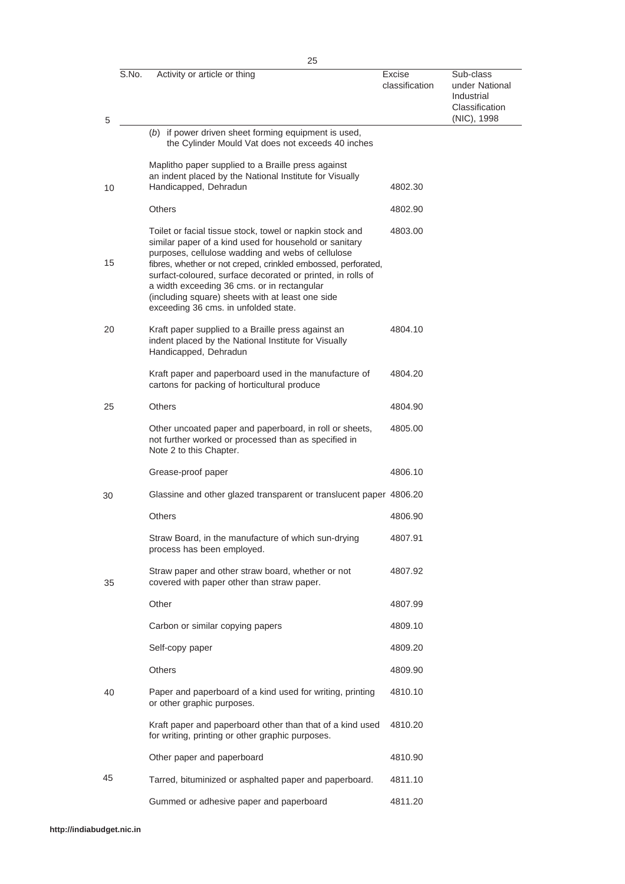| S.No. | Activity or article or thing | Excise classification | Sub-class under National Industrial Classification (NIC), 1998 |
|---|---|---|---|
| | (*b*) if power driven sheet forming equipment is used, the Cylinder Mould Vat does not exceeds 40 inches | | |
| | Maplitho paper supplied to a Braille press against an indent placed by the National Institute for Visually Handicapped, Dehradun | 4802.30 | |
| | Others | 4802.90 | |
| | Toilet or facial tissue stock, towel or napkin stock and similar paper of a kind used for household or sanitary purposes, cellulose wadding and webs of cellulose fibres, whether or not creped, crinkled embossed, perforated, surface-coloured, surface decorated or printed, in rolls of a width exceeding 36 cms. or in rectangular (including square) sheets with at least one side exceeding 36 cms. in unfolded state. | 4803.00 | |
| | Kraft paper supplied to a Braille press against an indent placed by the National Institute for Visually Handicapped, Dehradun | 4804.10 | |
| | Kraft paper and paperboard used in the manufacture of cartons for packing of horticultural produce | 4804.20 | |
| | Others | 4804.90 | |
| | Other uncoated paper and paperboard, in roll or sheets, not further worked or processed than as specified in Note 2 to this Chapter. | 4805.00 | |
| | Grease-proof paper | 4806.10 | |
| | Glassine and other glazed transparent or translucent paper | 4806.20 | |
| | Others | 4806.90 | |
| | Straw Board, in the manufacture of which sun-drying process has been employed. | 4807.91 | |
| | Straw paper and other straw board, whether or not covered with paper other than straw paper. | 4807.92 | |
| | Other | 4807.99 | |
| | Carbon or similar copying papers | 4809.10 | |
| | Self-copy paper | 4809.20 | |
| | Others | 4809.90 | |
| | Paper and paperboard of a kind used for writing, printing or other graphic purposes. | 4810.10 | |
| | Kraft paper and paperboard other than that of a kind used for writing, printing or other graphic purposes. | 4810.20 | |
| | Other paper and paperboard | 4810.90 | |
| | Tarred, bituminized or asphalted paper and paperboard. | 4811.10 | |
| | Gummed or adhesive paper and paperboard | 4811.20 | |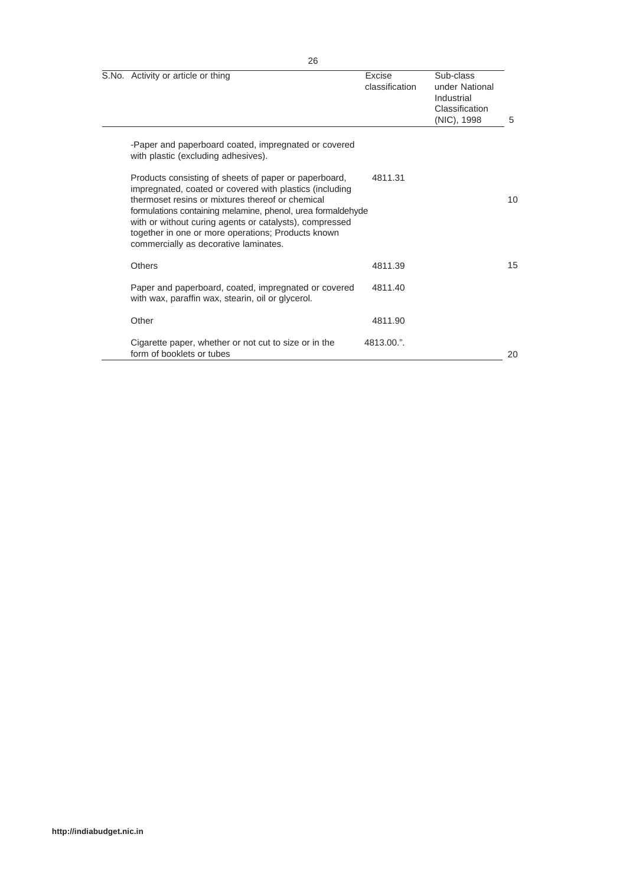| S.No. | Activity or article or thing | Excise classification | Sub-class under National Industrial Classification (NIC), 1998 |
|---|---|---|---|
| | -Paper and paperboard coated, impregnated or covered with plastic (excluding adhesives). | | |
| | Products consisting of sheets of paper or paperboard, impregnated, coated or covered with plastics (including thermoset resins or mixtures thereof or chemical formulations containing melamine, phenol, urea formaldehyde with or without curing agents or catalysts), compressed together in one or more operations; Products known commercially as decorative laminates. | 4811.31 | |
| | Others | 4811.39 | |
| | Paper and paperboard, coated, impregnated or covered with wax, paraffin wax, stearin, oil or glycerol. | 4811.40 | |
| | Other | 4811.90 | |
| | Cigarette paper, whether or not cut to size or in the form of booklets or tubes | 4813.00.". | |